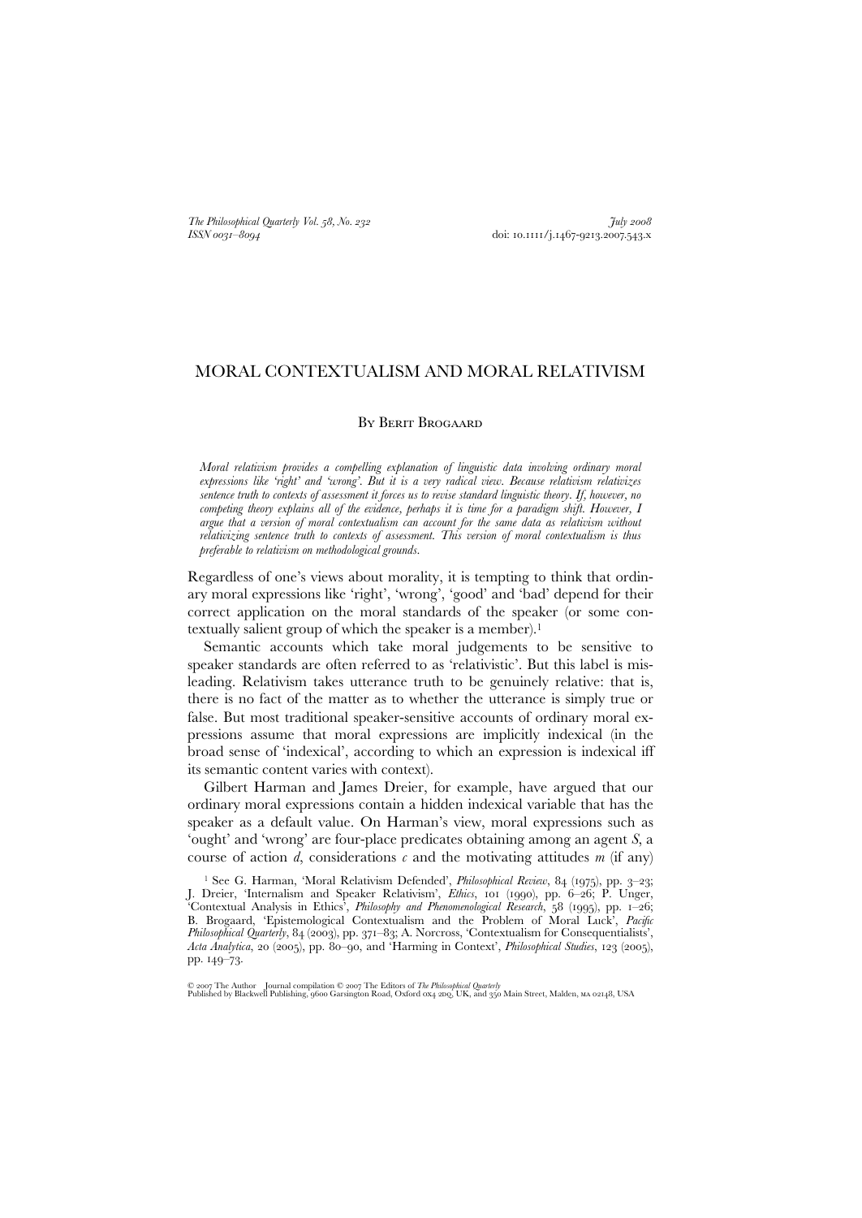# MORAL CONTEXTUALISM AND MORAL RELATIVISM

By Berit Brogaard

*Moral relativism provides a compelling explanation of linguistic data involving ordinary moral expressions like 'right' and 'wrong'. But it is a very radical view. Because relativism relativizes sentence truth to contexts of assessment it forces us to revise standard linguistic theory. If, however, no competing theory explains all of the evidence, perhaps it is time for a paradigm shift. However, I argue that a version of moral contextualism can account for the same data as relativism without relativizing sentence truth to contexts of assessment. This version of moral contextualism is thus preferable to relativism on methodological grounds.*

Regardless of one's views about morality, it is tempting to think that ordinary moral expressions like 'right', 'wrong', 'good' and 'bad' depend for their correct application on the moral standards of the speaker (or some contextually salient group of which the speaker is a member).[1]

Semantic accounts which take moral judgements to be sensitive to speaker standards are often referred to as 'relativistic'. But this label is misleading. Relativism takes utterance truth to be genuinely relative: that is, there is no fact of the matter as to whether the utterance is simply true or false. But most traditional speaker-sensitive accounts of ordinary moral expressions assume that moral expressions are implicitly indexical (in the broad sense of 'indexical', according to which an expression is indexical iff its semantic content varies with context).

Gilbert Harman and James Dreier, for example, have argued that our ordinary moral expressions contain a hidden indexical variable that has the speaker as a default value. On Harman's view, moral expressions such as 'ought' and 'wrong' are four-place predicates obtaining among an agent *S*, a course of action *d*, considerations *c* and the motivating attitudes *m* (if any)

[1] See G. Harman, 'Moral Relativism Defended', *Philosophical Review*, 84 (1975), pp. 3–23; J. Dreier, 'Internalism and Speaker Relativism', *Ethics*, 101 (1990), pp. 6–26; P. Unger, 'Contextual Analysis in Ethics', *Philosophy and Phenomenological Research*, 58 (1995), pp. 1–26; B. Brogaard, 'Epistemological Contextualism and the Problem of Moral Luck', *Pacific Philosophical Quarterly*, 84 (2003), pp. 371–83; A. Norcross, 'Contextualism for Consequentialists', *Acta Analytica*, 20 (2005), pp. 80–90, and 'Harming in Context', *Philosophical Studies*, 123 (2005), pp. 149–73.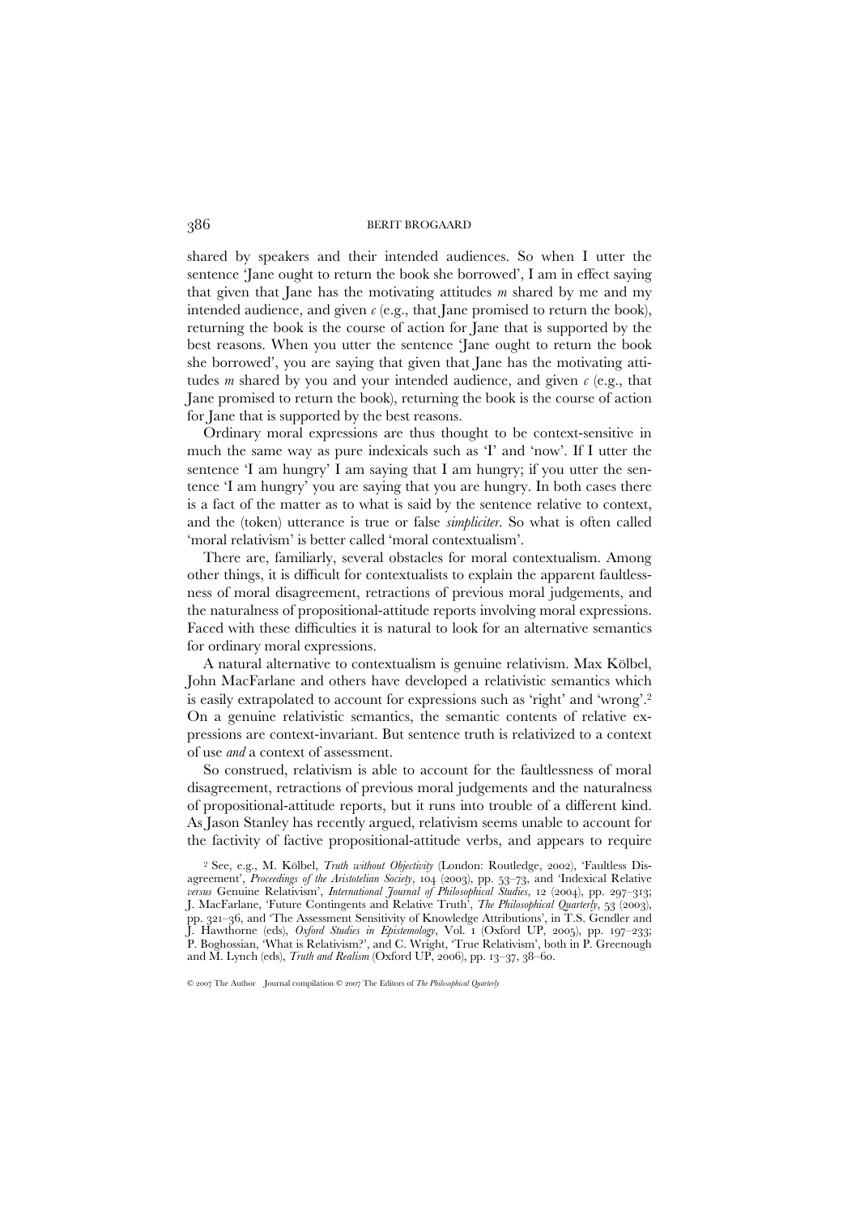shared by speakers and their intended audiences. So when I utter the sentence 'Jane ought to return the book she borrowed', I am in effect saying that given that Jane has the motivating attitudes *m* shared by me and my intended audience, and given *c* (e.g., that Jane promised to return the book), returning the book is the course of action for Jane that is supported by the best reasons. When you utter the sentence 'Jane ought to return the book she borrowed', you are saying that given that Jane has the motivating attitudes *m* shared by you and your intended audience, and given *c* (e.g., that Jane promised to return the book), returning the book is the course of action for Jane that is supported by the best reasons.

Ordinary moral expressions are thus thought to be context-sensitive in much the same way as pure indexicals such as 'I' and 'now'. If I utter the sentence 'I am hungry' I am saying that I am hungry; if you utter the sentence 'I am hungry' you are saying that you are hungry. In both cases there is a fact of the matter as to what is said by the sentence relative to context, and the (token) utterance is true or false *simpliciter*. So what is often called 'moral relativism' is better called 'moral contextualism'.

There are, familiarly, several obstacles for moral contextualism. Among other things, it is difficult for contextualists to explain the apparent faultlessness of moral disagreement, retractions of previous moral judgements, and the naturalness of propositional-attitude reports involving moral expressions. Faced with these difficulties it is natural to look for an alternative semantics for ordinary moral expressions.

A natural alternative to contextualism is genuine relativism. Max Kölbel, John MacFarlane and others have developed a relativistic semantics which is easily extrapolated to account for expressions such as 'right' and 'wrong'.[2] On a genuine relativistic semantics, the semantic contents of relative expressions are context-invariant. But sentence truth is relativized to a context of use *and* a context of assessment.

So construed, relativism is able to account for the faultlessness of moral disagreement, retractions of previous moral judgements and the naturalness of propositional-attitude reports, but it runs into trouble of a different kind. As Jason Stanley has recently argued, relativism seems unable to account for the factivity of factive propositional-attitude verbs, and appears to require

[2] See, e.g., M. Kölbel, *Truth without Objectivity* (London: Routledge, 2002), 'Faultless Disagreement', *Proceedings of the Aristotelian Society*, 104 (2003), pp. 53–73, and 'Indexical Relative *versus* Genuine Relativism', *International Journal of Philosophical Studies*, 12 (2004), pp. 297–313; J. MacFarlane, 'Future Contingents and Relative Truth', *The Philosophical Quarterly*, 53 (2003), pp. 321–36, and 'The Assessment Sensitivity of Knowledge Attributions', in T.S. Gendler and J. Hawthorne (eds), *Oxford Studies in Epistemology*, Vol. 1 (Oxford UP, 2005), pp. 197–233; P. Boghossian, 'What is Relativism?', and C. Wright, 'True Relativism', both in P. Greenough and M. Lynch (eds), *Truth and Realism* (Oxford UP, 2006), pp. 13–37, 38–60.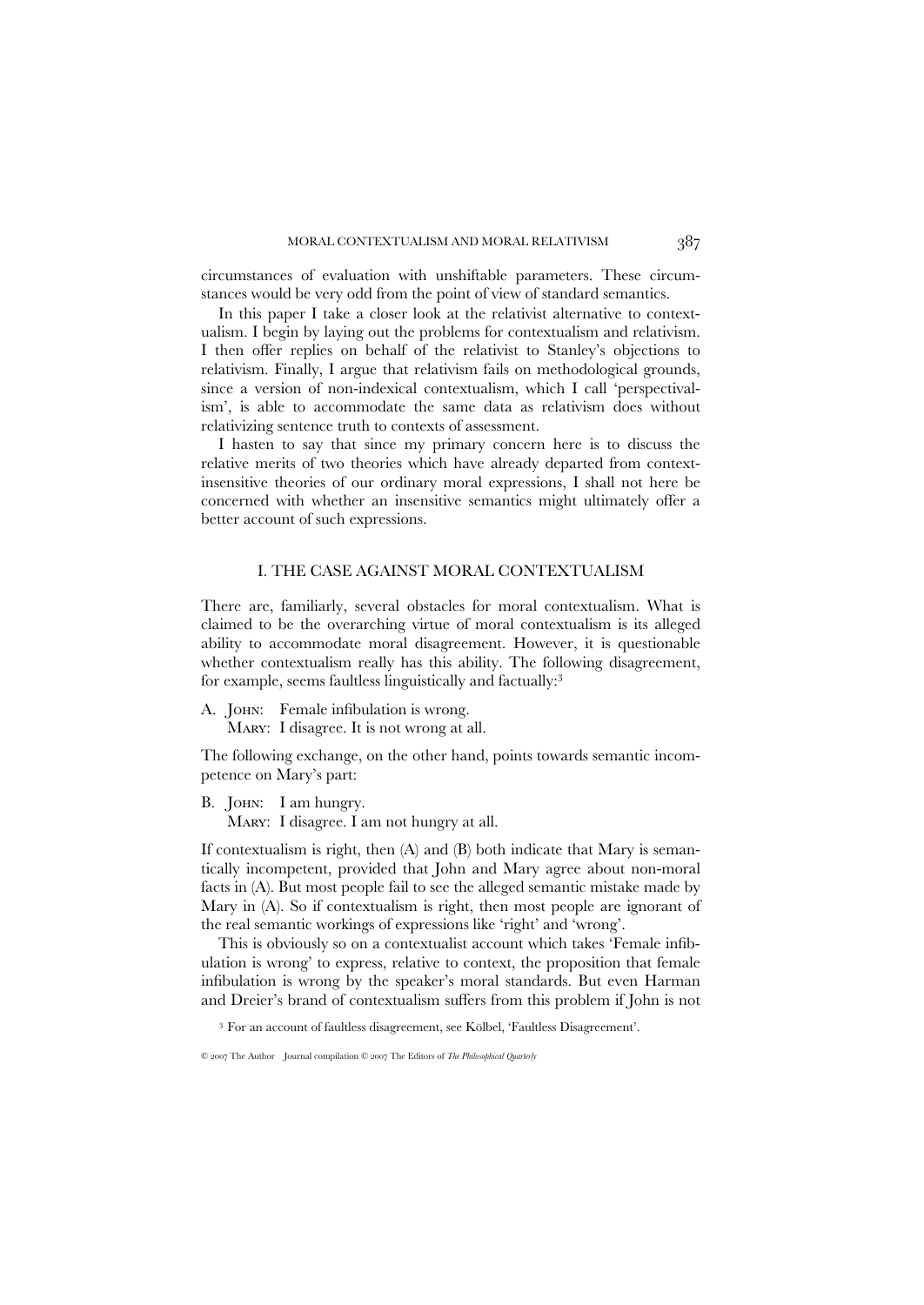circumstances of evaluation with unshiftable parameters. These circumstances would be very odd from the point of view of standard semantics.

In this paper I take a closer look at the relativist alternative to contextualism. I begin by laying out the problems for contextualism and relativism. I then offer replies on behalf of the relativist to Stanley's objections to relativism. Finally, I argue that relativism fails on methodological grounds, since a version of non-indexical contextualism, which I call 'perspectivalism', is able to accommodate the same data as relativism does without relativizing sentence truth to contexts of assessment.

I hasten to say that since my primary concern here is to discuss the relative merits of two theories which have already departed from context-insensitive theories of our ordinary moral expressions, I shall not here be concerned with whether an insensitive semantics might ultimately offer a better account of such expressions.

## I. THE CASE AGAINST MORAL CONTEXTUALISM

There are, familiarly, several obstacles for moral contextualism. What is claimed to be the overarching virtue of moral contextualism is its alleged ability to accommodate moral disagreement. However, it is questionable whether contextualism really has this ability. The following disagreement, for example, seems faultless linguistically and factually:[3]

A. John: Female infibulation is wrong.
   Mary: I disagree. It is not wrong at all.

The following exchange, on the other hand, points towards semantic incompetence on Mary's part:

B. John: I am hungry.
   Mary: I disagree. I am not hungry at all.

If contextualism is right, then (A) and (B) both indicate that Mary is semantically incompetent, provided that John and Mary agree about non-moral facts in (A). But most people fail to see the alleged semantic mistake made by Mary in (A). So if contextualism is right, then most people are ignorant of the real semantic workings of expressions like 'right' and 'wrong'.

This is obviously so on a contextualist account which takes 'Female infibulation is wrong' to express, relative to context, the proposition that female infibulation is wrong by the speaker's moral standards. But even Harman and Dreier's brand of contextualism suffers from this problem if John is not

[3] For an account of faultless disagreement, see Kölbel, 'Faultless Disagreement'.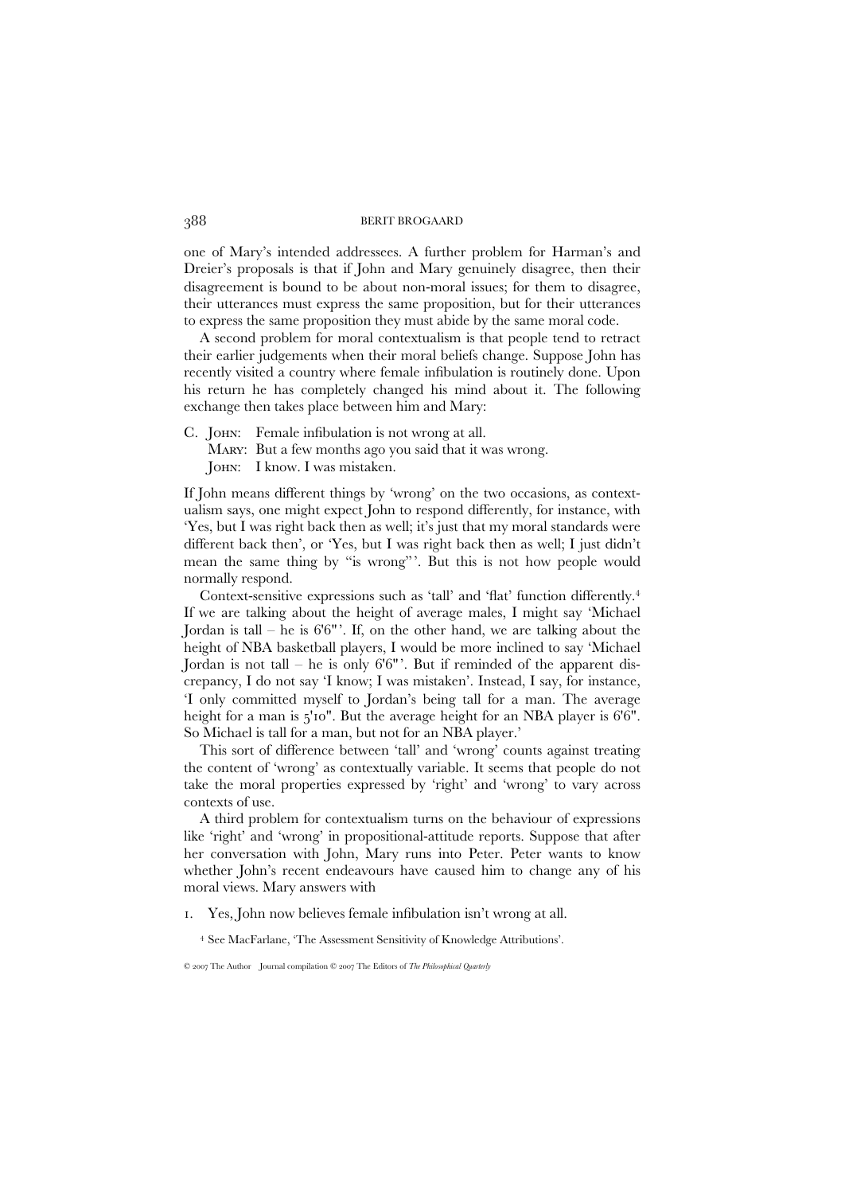one of Mary's intended addressees. A further problem for Harman's and Dreier's proposals is that if John and Mary genuinely disagree, then their disagreement is bound to be about non-moral issues; for them to disagree, their utterances must express the same proposition, but for their utterances to express the same proposition they must abide by the same moral code.

A second problem for moral contextualism is that people tend to retract their earlier judgements when their moral beliefs change. Suppose John has recently visited a country where female infibulation is routinely done. Upon his return he has completely changed his mind about it. The following exchange then takes place between him and Mary:

C. JOHN: Female infibulation is not wrong at all.
   MARY: But a few months ago you said that it was wrong.
   JOHN: I know. I was mistaken.

If John means different things by 'wrong' on the two occasions, as contextualism says, one might expect John to respond differently, for instance, with 'Yes, but I was right back then as well; it's just that my moral standards were different back then', or 'Yes, but I was right back then as well; I just didn't mean the same thing by "is wrong"'. But this is not how people would normally respond.

Context-sensitive expressions such as 'tall' and 'flat' function differently.[4] If we are talking about the height of average males, I might say 'Michael Jordan is tall – he is 6'6"'. If, on the other hand, we are talking about the height of NBA basketball players, I would be more inclined to say 'Michael Jordan is not tall – he is only 6'6"'. But if reminded of the apparent discrepancy, I do not say 'I know; I was mistaken'. Instead, I say, for instance, 'I only committed myself to Jordan's being tall for a man. The average height for a man is 5'10". But the average height for an NBA player is 6'6". So Michael is tall for a man, but not for an NBA player.'

This sort of difference between 'tall' and 'wrong' counts against treating the content of 'wrong' as contextually variable. It seems that people do not take the moral properties expressed by 'right' and 'wrong' to vary across contexts of use.

A third problem for contextualism turns on the behaviour of expressions like 'right' and 'wrong' in propositional-attitude reports. Suppose that after her conversation with John, Mary runs into Peter. Peter wants to know whether John's recent endeavours have caused him to change any of his moral views. Mary answers with

1. Yes, John now believes female infibulation isn't wrong at all.

[4] See MacFarlane, 'The Assessment Sensitivity of Knowledge Attributions'.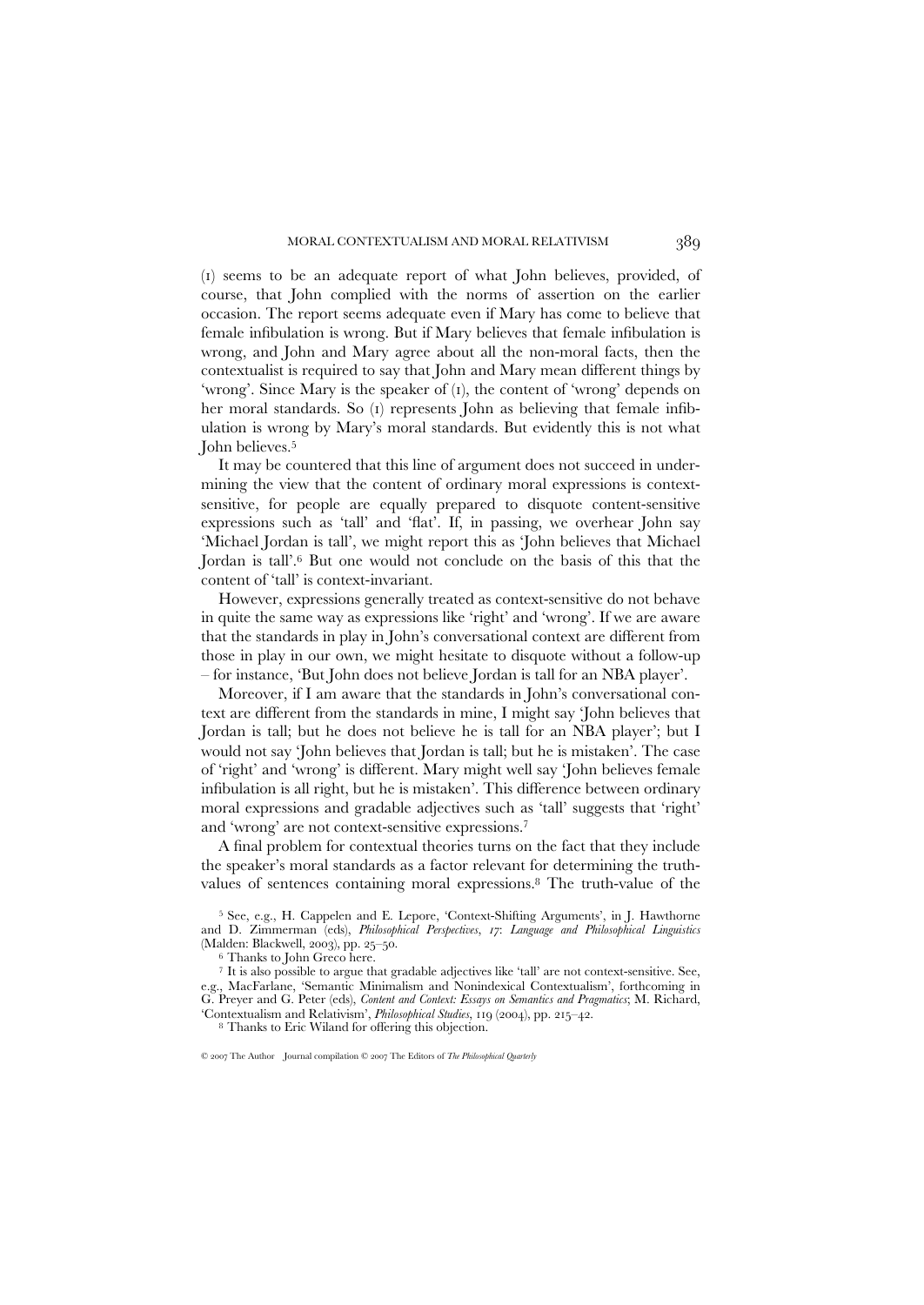(1) seems to be an adequate report of what John believes, provided, of course, that John complied with the norms of assertion on the earlier occasion. The report seems adequate even if Mary has come to believe that female infibulation is wrong. But if Mary believes that female infibulation is wrong, and John and Mary agree about all the non-moral facts, then the contextualist is required to say that John and Mary mean different things by 'wrong'. Since Mary is the speaker of (1), the content of 'wrong' depends on her moral standards. So (1) represents John as believing that female infibulation is wrong by Mary's moral standards. But evidently this is not what John believes.[5]

It may be countered that this line of argument does not succeed in undermining the view that the content of ordinary moral expressions is context-sensitive, for people are equally prepared to disquote content-sensitive expressions such as 'tall' and 'flat'. If, in passing, we overhear John say 'Michael Jordan is tall', we might report this as 'John believes that Michael Jordan is tall'.[6] But one would not conclude on the basis of this that the content of 'tall' is context-invariant.

However, expressions generally treated as context-sensitive do not behave in quite the same way as expressions like 'right' and 'wrong'. If we are aware that the standards in play in John's conversational context are different from those in play in our own, we might hesitate to disquote without a follow-up – for instance, 'But John does not believe Jordan is tall for an NBA player'.

Moreover, if I am aware that the standards in John's conversational context are different from the standards in mine, I might say 'John believes that Jordan is tall; but he does not believe he is tall for an NBA player'; but I would not say 'John believes that Jordan is tall; but he is mistaken'. The case of 'right' and 'wrong' is different. Mary might well say 'John believes female infibulation is all right, but he is mistaken'. This difference between ordinary moral expressions and gradable adjectives such as 'tall' suggests that 'right' and 'wrong' are not context-sensitive expressions.[7]

A final problem for contextual theories turns on the fact that they include the speaker's moral standards as a factor relevant for determining the truth-values of sentences containing moral expressions.[8] The truth-value of the

[5] See, e.g., H. Cappelen and E. Lepore, 'Context-Shifting Arguments', in J. Hawthorne and D. Zimmerman (eds), *Philosophical Perspectives*, *17*: *Language and Philosophical Linguistics* (Malden: Blackwell, 2003), pp. 25–50.

[6] Thanks to John Greco here.

[7] It is also possible to argue that gradable adjectives like 'tall' are not context-sensitive. See, e.g., MacFarlane, 'Semantic Minimalism and Nonindexical Contextualism', forthcoming in G. Preyer and G. Peter (eds), *Content and Context: Essays on Semantics and Pragmatics*; M. Richard, 'Contextualism and Relativism', *Philosophical Studies*, 119 (2004), pp. 215–42.

[8] Thanks to Eric Wiland for offering this objection.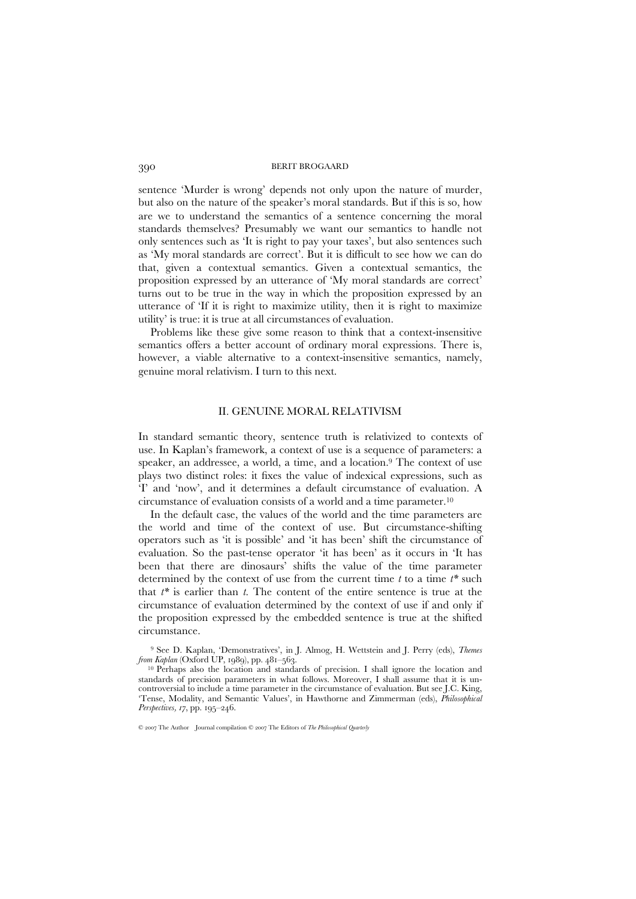sentence 'Murder is wrong' depends not only upon the nature of murder, but also on the nature of the speaker's moral standards. But if this is so, how are we to understand the semantics of a sentence concerning the moral standards themselves? Presumably we want our semantics to handle not only sentences such as 'It is right to pay your taxes', but also sentences such as 'My moral standards are correct'. But it is difficult to see how we can do that, given a contextual semantics. Given a contextual semantics, the proposition expressed by an utterance of 'My moral standards are correct' turns out to be true in the way in which the proposition expressed by an utterance of 'If it is right to maximize utility, then it is right to maximize utility' is true: it is true at all circumstances of evaluation.

Problems like these give some reason to think that a context-insensitive semantics offers a better account of ordinary moral expressions. There is, however, a viable alternative to a context-insensitive semantics, namely, genuine moral relativism. I turn to this next.

## II. GENUINE MORAL RELATIVISM

In standard semantic theory, sentence truth is relativized to contexts of use. In Kaplan's framework, a context of use is a sequence of parameters: a speaker, an addressee, a world, a time, and a location.[9] The context of use plays two distinct roles: it fixes the value of indexical expressions, such as 'I' and 'now', and it determines a default circumstance of evaluation. A circumstance of evaluation consists of a world and a time parameter.[10]

In the default case, the values of the world and the time parameters are the world and time of the context of use. But circumstance-shifting operators such as 'it is possible' and 'it has been' shift the circumstance of evaluation. So the past-tense operator 'it has been' as it occurs in 'It has been that there are dinosaurs' shifts the value of the time parameter determined by the context of use from the current time $t$ to a time $t^*$ such that $t^*$ is earlier than $t$. The content of the entire sentence is true at the circumstance of evaluation determined by the context of use if and only if the proposition expressed by the embedded sentence is true at the shifted circumstance.

[9] See D. Kaplan, 'Demonstratives', in J. Almog, H. Wettstein and J. Perry (eds), *Themes from Kaplan* (Oxford UP, 1989), pp. 481–563.

[10] Perhaps also the location and standards of precision. I shall ignore the location and standards of precision parameters in what follows. Moreover, I shall assume that it is uncontroversial to include a time parameter in the circumstance of evaluation. But see J.C. King, 'Tense, Modality, and Semantic Values', in Hawthorne and Zimmerman (eds), *Philosophical Perspectives, 17*, pp. 195–246.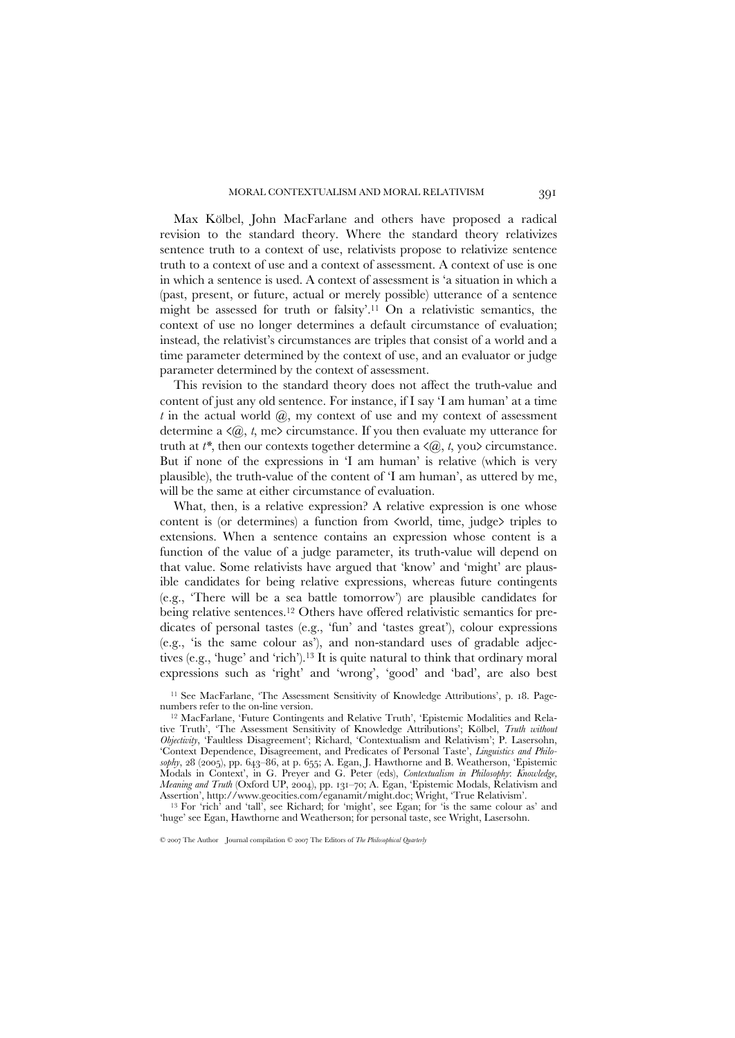Max Kölbel, John MacFarlane and others have proposed a radical revision to the standard theory. Where the standard theory relativizes sentence truth to a context of use, relativists propose to relativize sentence truth to a context of use and a context of assessment. A context of use is one in which a sentence is used. A context of assessment is 'a situation in which a (past, present, or future, actual or merely possible) utterance of a sentence might be assessed for truth or falsity'.[11] On a relativistic semantics, the context of use no longer determines a default circumstance of evaluation; instead, the relativist's circumstances are triples that consist of a world and a time parameter determined by the context of use, and an evaluator or judge parameter determined by the context of assessment.

This revision to the standard theory does not affect the truth-value and content of just any old sentence. For instance, if I say 'I am human' at a time $t$ in the actual world @, my context of use and my context of assessment determine a <@, $t$, me> circumstance. If you then evaluate my utterance for truth at $t^*$, then our contexts together determine a <@, $t$, you> circumstance. But if none of the expressions in 'I am human' is relative (which is very plausible), the truth-value of the content of 'I am human', as uttered by me, will be the same at either circumstance of evaluation.

What, then, is a relative expression? A relative expression is one whose content is (or determines) a function from <world, time, judge> triples to extensions. When a sentence contains an expression whose content is a function of the value of a judge parameter, its truth-value will depend on that value. Some relativists have argued that 'know' and 'might' are plausible candidates for being relative expressions, whereas future contingents (e.g., 'There will be a sea battle tomorrow') are plausible candidates for being relative sentences.[12] Others have offered relativistic semantics for predicates of personal tastes (e.g., 'fun' and 'tastes great'), colour expressions (e.g., 'is the same colour as'), and non-standard uses of gradable adjectives (e.g., 'huge' and 'rich').[13] It is quite natural to think that ordinary moral expressions such as 'right' and 'wrong', 'good' and 'bad', are also best

[11] See MacFarlane, 'The Assessment Sensitivity of Knowledge Attributions', p. 18. Page-numbers refer to the on-line version.

[12] MacFarlane, 'Future Contingents and Relative Truth', 'Epistemic Modalities and Relative Truth', 'The Assessment Sensitivity of Knowledge Attributions'; Kölbel, *Truth without Objectivity*, 'Faultless Disagreement'; Richard, 'Contextualism and Relativism'; P. Lasersohn, 'Context Dependence, Disagreement, and Predicates of Personal Taste', *Linguistics and Philosophy*, 28 (2005), pp. 643–86, at p. 655; A. Egan, J. Hawthorne and B. Weatherson, 'Epistemic Modals in Context', in G. Preyer and G. Peter (eds), *Contextualism in Philosophy: Knowledge, Meaning and Truth* (Oxford UP, 2004), pp. 131–70; A. Egan, 'Epistemic Modals, Relativism and Assertion', http://www.geocities.com/eganamit/might.doc; Wright, 'True Relativism'.

[13] For 'rich' and 'tall', see Richard; for 'might', see Egan; for 'is the same colour as' and 'huge' see Egan, Hawthorne and Weatherson; for personal taste, see Wright, Lasersohn.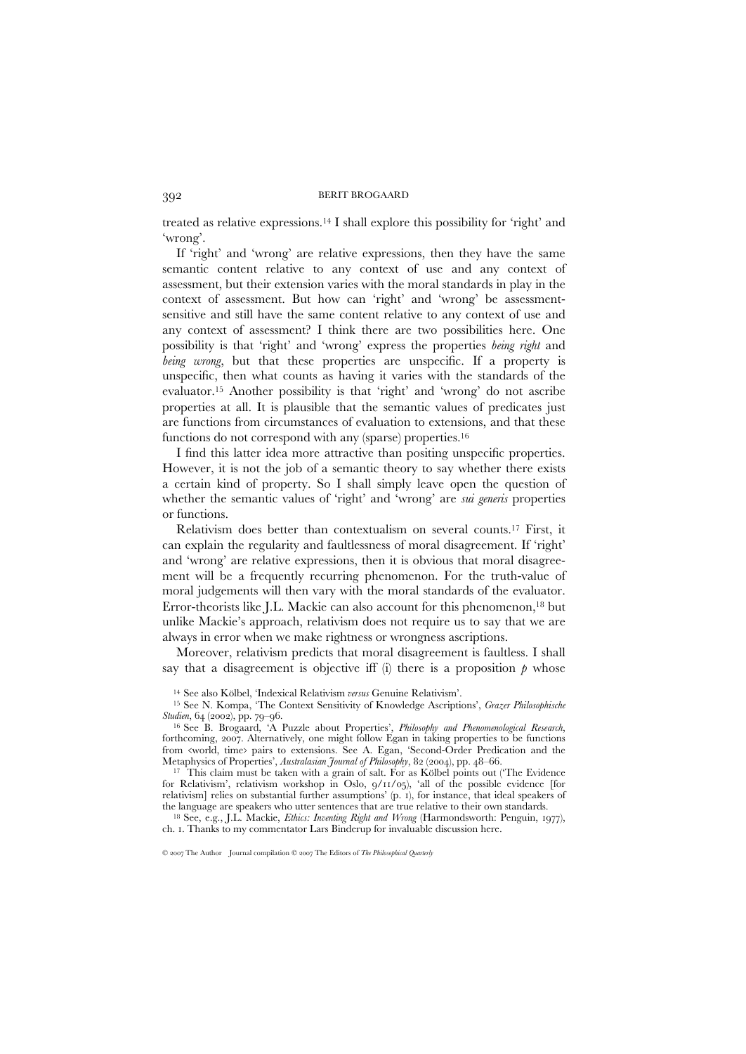treated as relative expressions.[14] I shall explore this possibility for 'right' and 'wrong'.

If 'right' and 'wrong' are relative expressions, then they have the same semantic content relative to any context of use and any context of assessment, but their extension varies with the moral standards in play in the context of assessment. But how can 'right' and 'wrong' be assessment-sensitive and still have the same content relative to any context of use and any context of assessment? I think there are two possibilities here. One possibility is that 'right' and 'wrong' express the properties *being right* and *being wrong*, but that these properties are unspecific. If a property is unspecific, then what counts as having it varies with the standards of the evaluator.[15] Another possibility is that 'right' and 'wrong' do not ascribe properties at all. It is plausible that the semantic values of predicates just are functions from circumstances of evaluation to extensions, and that these functions do not correspond with any (sparse) properties.[16]

I find this latter idea more attractive than positing unspecific properties. However, it is not the job of a semantic theory to say whether there exists a certain kind of property. So I shall simply leave open the question of whether the semantic values of 'right' and 'wrong' are *sui generis* properties or functions.

Relativism does better than contextualism on several counts.[17] First, it can explain the regularity and faultlessness of moral disagreement. If 'right' and 'wrong' are relative expressions, then it is obvious that moral disagreement will be a frequently recurring phenomenon. For the truth-value of moral judgements will then vary with the moral standards of the evaluator. Error-theorists like J.L. Mackie can also account for this phenomenon,[18] but unlike Mackie's approach, relativism does not require us to say that we are always in error when we make rightness or wrongness ascriptions.

Moreover, relativism predicts that moral disagreement is faultless. I shall say that a disagreement is objective iff (i) there is a proposition $p$ whose

---

[14] See also Kölbel, 'Indexical Relativism *versus* Genuine Relativism'.

[15] See N. Kompa, 'The Context Sensitivity of Knowledge Ascriptions', *Grazer Philosophische Studien*, 64 (2002), pp. 79–96.

[16] See B. Brogaard, 'A Puzzle about Properties', *Philosophy and Phenomenological Research*, forthcoming, 2007. Alternatively, one might follow Egan in taking properties to be functions from <world, time> pairs to extensions. See A. Egan, 'Second-Order Predication and the Metaphysics of Properties', *Australasian Journal of Philosophy*, 82 (2004), pp. 48–66.

[17] This claim must be taken with a grain of salt. For as Kölbel points out ('The Evidence for Relativism', relativism workshop in Oslo, 9/11/05), 'all of the possible evidence [for relativism] relies on substantial further assumptions' (p. 1), for instance, that ideal speakers of the language are speakers who utter sentences that are true relative to their own standards.

[18] See, e.g., J.L. Mackie, *Ethics: Inventing Right and Wrong* (Harmondsworth: Penguin, 1977), ch. 1. Thanks to my commentator Lars Binderup for invaluable discussion here.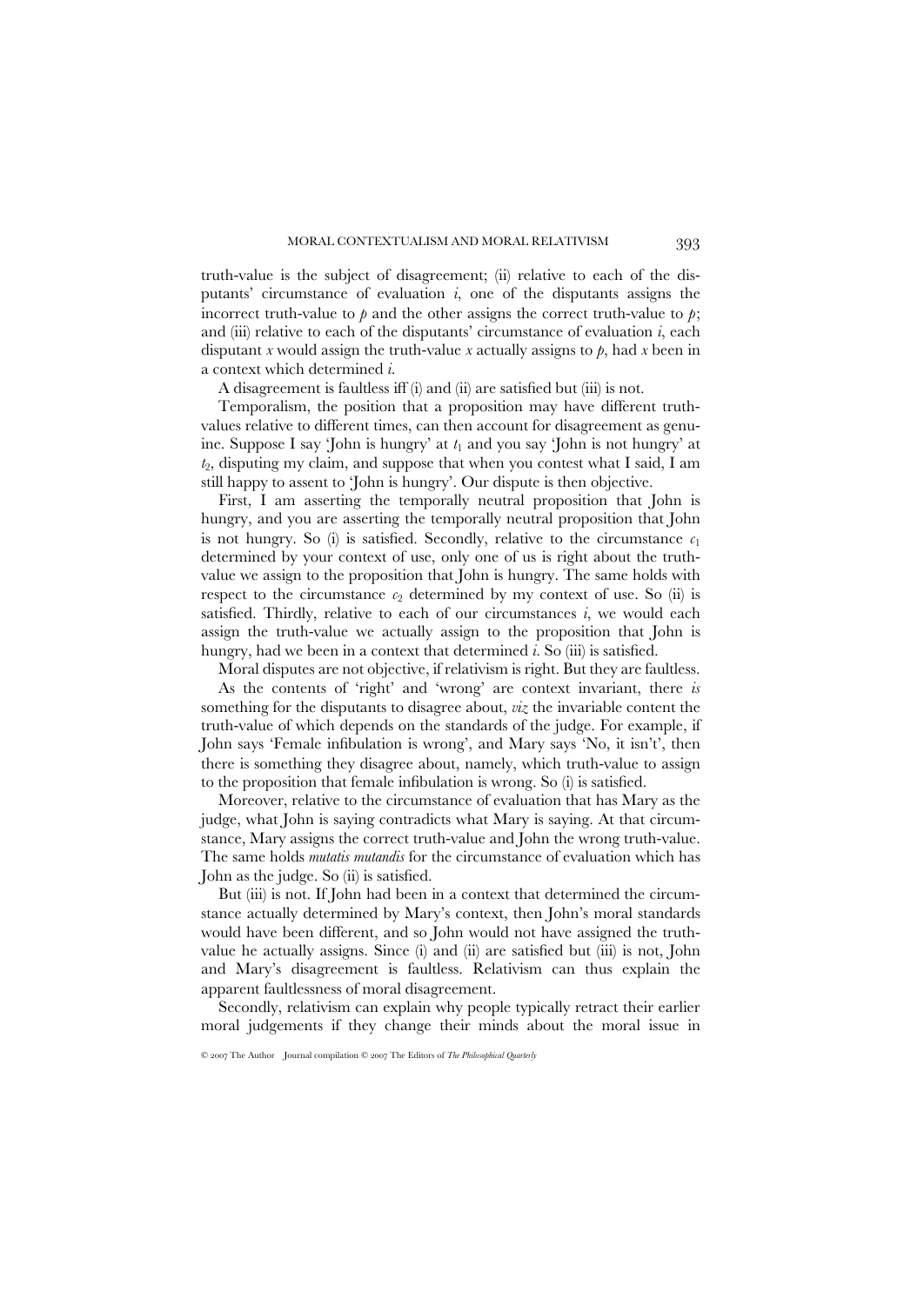truth-value is the subject of disagreement; (ii) relative to each of the disputants' circumstance of evaluation $i$, one of the disputants assigns the incorrect truth-value to $p$ and the other assigns the correct truth-value to $p$; and (iii) relative to each of the disputants' circumstance of evaluation $i$, each disputant $x$ would assign the truth-value $x$ actually assigns to $p$, had $x$ been in a context which determined $i$.

A disagreement is faultless iff (i) and (ii) are satisfied but (iii) is not.

Temporalism, the position that a proposition may have different truth-values relative to different times, can then account for disagreement as genuine. Suppose I say 'John is hungry' at $t_1$ and you say 'John is not hungry' at $t_2$, disputing my claim, and suppose that when you contest what I said, I am still happy to assent to 'John is hungry'. Our dispute is then objective.

First, I am asserting the temporally neutral proposition that John is hungry, and you are asserting the temporally neutral proposition that John is not hungry. So (i) is satisfied. Secondly, relative to the circumstance $c_1$ determined by your context of use, only one of us is right about the truth-value we assign to the proposition that John is hungry. The same holds with respect to the circumstance $c_2$ determined by my context of use. So (ii) is satisfied. Thirdly, relative to each of our circumstances $i$, we would each assign the truth-value we actually assign to the proposition that John is hungry, had we been in a context that determined $i$. So (iii) is satisfied.

Moral disputes are not objective, if relativism is right. But they are faultless.

As the contents of 'right' and 'wrong' are context invariant, there *is* something for the disputants to disagree about, *viz* the invariable content the truth-value of which depends on the standards of the judge. For example, if John says 'Female infibulation is wrong', and Mary says 'No, it isn't', then there is something they disagree about, namely, which truth-value to assign to the proposition that female infibulation is wrong. So (i) is satisfied.

Moreover, relative to the circumstance of evaluation that has Mary as the judge, what John is saying contradicts what Mary is saying. At that circumstance, Mary assigns the correct truth-value and John the wrong truth-value. The same holds *mutatis mutandis* for the circumstance of evaluation which has John as the judge. So (ii) is satisfied.

But (iii) is not. If John had been in a context that determined the circumstance actually determined by Mary's context, then John's moral standards would have been different, and so John would not have assigned the truth-value he actually assigns. Since (i) and (ii) are satisfied but (iii) is not, John and Mary's disagreement is faultless. Relativism can thus explain the apparent faultlessness of moral disagreement.

Secondly, relativism can explain why people typically retract their earlier moral judgements if they change their minds about the moral issue in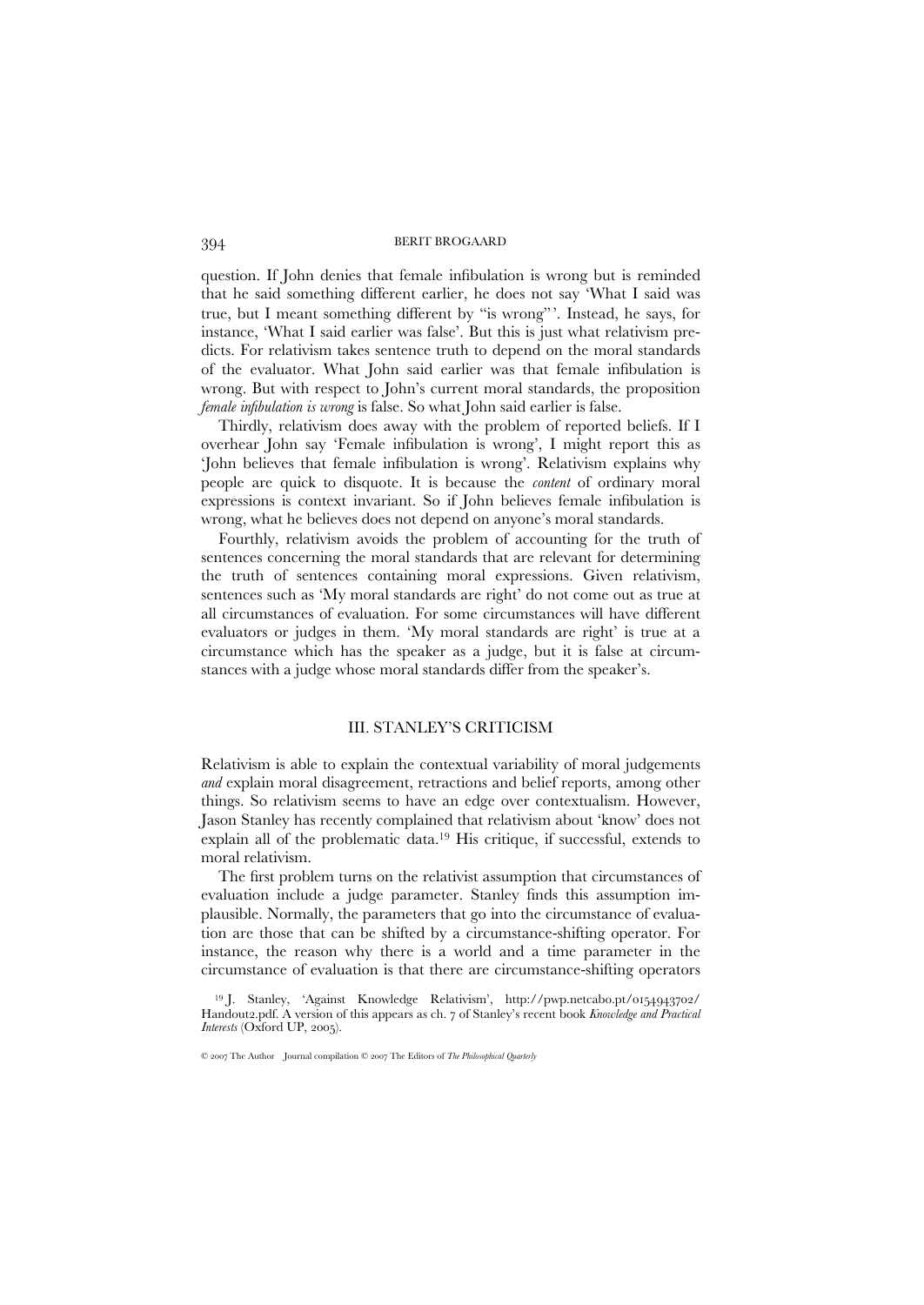question. If John denies that female infibulation is wrong but is reminded that he said something different earlier, he does not say 'What I said was true, but I meant something different by "is wrong"'. Instead, he says, for instance, 'What I said earlier was false'. But this is just what relativism predicts. For relativism takes sentence truth to depend on the moral standards of the evaluator. What John said earlier was that female infibulation is wrong. But with respect to John's current moral standards, the proposition *female infibulation is wrong* is false. So what John said earlier is false.

Thirdly, relativism does away with the problem of reported beliefs. If I overhear John say 'Female infibulation is wrong', I might report this as 'John believes that female infibulation is wrong'. Relativism explains why people are quick to disquote. It is because the *content* of ordinary moral expressions is context invariant. So if John believes female infibulation is wrong, what he believes does not depend on anyone's moral standards.

Fourthly, relativism avoids the problem of accounting for the truth of sentences concerning the moral standards that are relevant for determining the truth of sentences containing moral expressions. Given relativism, sentences such as 'My moral standards are right' do not come out as true at all circumstances of evaluation. For some circumstances will have different evaluators or judges in them. 'My moral standards are right' is true at a circumstance which has the speaker as a judge, but it is false at circumstances with a judge whose moral standards differ from the speaker's.

## III. STANLEY'S CRITICISM

Relativism is able to explain the contextual variability of moral judgements *and* explain moral disagreement, retractions and belief reports, among other things. So relativism seems to have an edge over contextualism. However, Jason Stanley has recently complained that relativism about 'know' does not explain all of the problematic data.[19] His critique, if successful, extends to moral relativism.

The first problem turns on the relativist assumption that circumstances of evaluation include a judge parameter. Stanley finds this assumption implausible. Normally, the parameters that go into the circumstance of evaluation are those that can be shifted by a circumstance-shifting operator. For instance, the reason why there is a world and a time parameter in the circumstance of evaluation is that there are circumstance-shifting operators

[19] J. Stanley, 'Against Knowledge Relativism', http://pwp.netcabo.pt/0154943702/Handout2.pdf. A version of this appears as ch. 7 of Stanley's recent book *Knowledge and Practical Interests* (Oxford UP, 2005).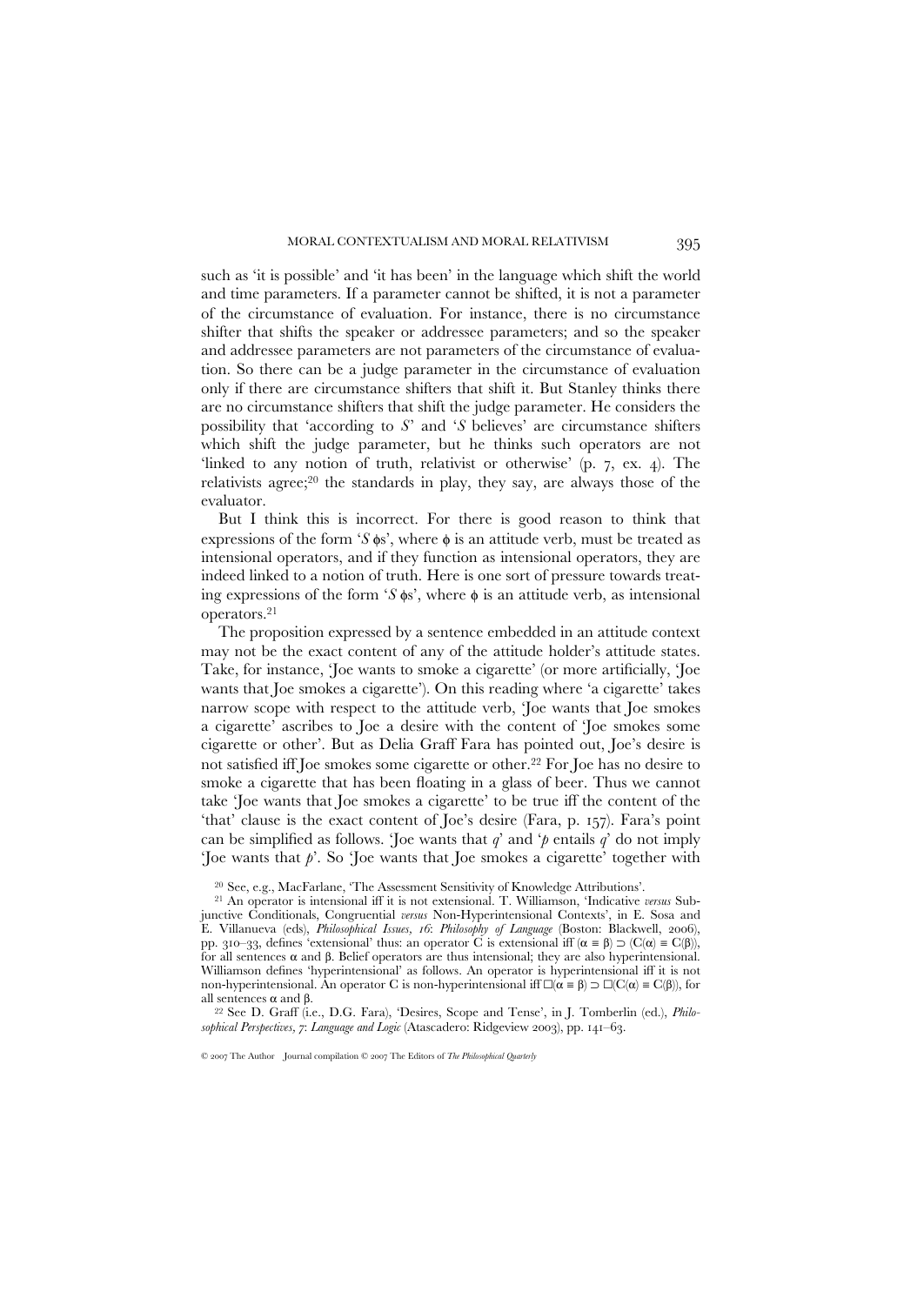such as 'it is possible' and 'it has been' in the language which shift the world and time parameters. If a parameter cannot be shifted, it is not a parameter of the circumstance of evaluation. For instance, there is no circumstance shifter that shifts the speaker or addressee parameters; and so the speaker and addressee parameters are not parameters of the circumstance of evaluation. So there can be a judge parameter in the circumstance of evaluation only if there are circumstance shifters that shift it. But Stanley thinks there are no circumstance shifters that shift the judge parameter. He considers the possibility that 'according to *S*' and '*S* believes' are circumstance shifters which shift the judge parameter, but he thinks such operators are not 'linked to any notion of truth, relativist or otherwise' (p. 7, ex. 4). The relativists agree;[20] the standards in play, they say, are always those of the evaluator.

But I think this is incorrect. For there is good reason to think that expressions of the form '*S* $\phi$s', where $\phi$ is an attitude verb, must be treated as intensional operators, and if they function as intensional operators, they are indeed linked to a notion of truth. Here is one sort of pressure towards treating expressions of the form '*S* $\phi$s', where $\phi$ is an attitude verb, as intensional operators.[21]

The proposition expressed by a sentence embedded in an attitude context may not be the exact content of any of the attitude holder's attitude states. Take, for instance, 'Joe wants to smoke a cigarette' (or more artificially, 'Joe wants that Joe smokes a cigarette'). On this reading where 'a cigarette' takes narrow scope with respect to the attitude verb, 'Joe wants that Joe smokes a cigarette' ascribes to Joe a desire with the content of 'Joe smokes some cigarette or other'. But as Delia Graff Fara has pointed out, Joe's desire is not satisfied iff Joe smokes some cigarette or other.[22] For Joe has no desire to smoke a cigarette that has been floating in a glass of beer. Thus we cannot take 'Joe wants that Joe smokes a cigarette' to be true iff the content of the 'that' clause is the exact content of Joe's desire (Fara, p. 157). Fara's point can be simplified as follows. 'Joe wants that *q*' and '*p* entails *q*' do not imply 'Joe wants that *p*'. So 'Joe wants that Joe smokes a cigarette' together with

[20] See, e.g., MacFarlane, 'The Assessment Sensitivity of Knowledge Attributions'.

[21] An operator is intensional iff it is not extensional. T. Williamson, 'Indicative *versus* Subjunctive Conditionals, Congruential *versus* Non-Hyperintensional Contexts', in E. Sosa and E. Villanueva (eds), *Philosophical Issues, 16: Philosophy of Language* (Boston: Blackwell, 2006), pp. 310–33, defines 'extensional' thus: an operator C is extensional iff $(\alpha \equiv \beta) \supset (C(\alpha) \equiv C(\beta))$, for all sentences $\alpha$ and $\beta$. Belief operators are thus intensional; they are also hyperintensional. Williamson defines 'hyperintensional' as follows. An operator is hyperintensional iff it is not non-hyperintensional. An operator C is non-hyperintensional iff $\Box(\alpha \equiv \beta) \supset \Box(C(\alpha) \equiv C(\beta))$, for all sentences $\alpha$ and $\beta$.

[22] See D. Graff (i.e., D.G. Fara), 'Desires, Scope and Tense', in J. Tomberlin (ed.), *Philosophical Perspectives, 7: Language and Logic* (Atascadero: Ridgeview 2003), pp. 141–63.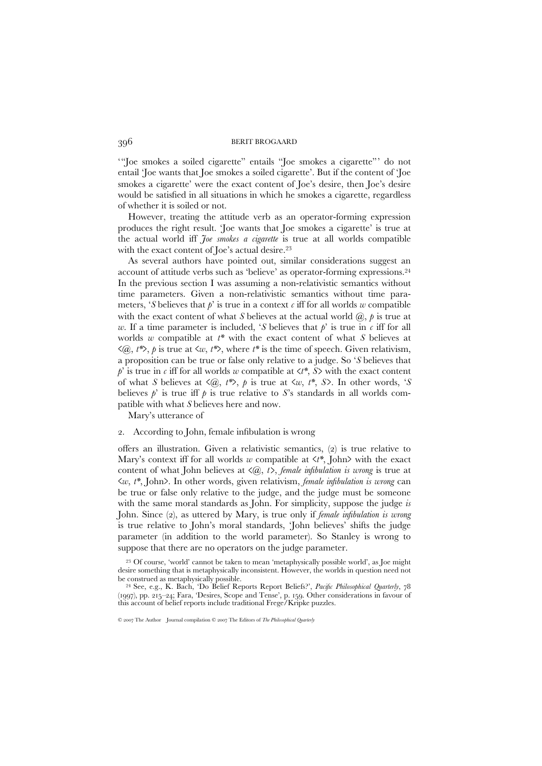'"Joe smokes a soiled cigarette" entails "Joe smokes a cigarette"' do not entail 'Joe wants that Joe smokes a soiled cigarette'. But if the content of 'Joe smokes a cigarette' were the exact content of Joe's desire, then Joe's desire would be satisfied in all situations in which he smokes a cigarette, regardless of whether it is soiled or not.

However, treating the attitude verb as an operator-forming expression produces the right result. 'Joe wants that Joe smokes a cigarette' is true at the actual world iff *Joe smokes a cigarette* is true at all worlds compatible with the exact content of Joe's actual desire.[23]

As several authors have pointed out, similar considerations suggest an account of attitude verbs such as 'believe' as operator-forming expressions.[24] In the previous section I was assuming a non-relativistic semantics without time parameters. Given a non-relativistic semantics without time parameters, '$S$ believes that $p$' is true in a context $c$ iff for all worlds $w$ compatible with the exact content of what $S$ believes at the actual world $@$, $p$ is true at $w$. If a time parameter is included, '$S$ believes that $p$' is true in $c$ iff for all worlds $w$ compatible at $t^*$ with the exact content of what $S$ believes at $\langle @, t^* \rangle$, $p$ is true at $\langle w, t^* \rangle$, where $t^*$ is the time of speech. Given relativism, a proposition can be true or false only relative to a judge. So '$S$ believes that $p$' is true in $c$ iff for all worlds $w$ compatible at $\langle t^*, S \rangle$ with the exact content of what $S$ believes at $\langle @, t^* \rangle$, $p$ is true at $\langle w, t^*, S \rangle$. In other words, '$S$ believes $p$' is true iff $p$ is true relative to $S$'s standards in all worlds compatible with what $S$ believes here and now.

Mary's utterance of

2. According to John, female infibulation is wrong

offers an illustration. Given a relativistic semantics, (2) is true relative to Mary's context iff for all worlds $w$ compatible at $\langle t^*, \text{John} \rangle$ with the exact content of what John believes at $\langle @, t \rangle$, *female infibulation is wrong* is true at $\langle w, t^*, \text{John} \rangle$. In other words, given relativism, *female infibulation is wrong* can be true or false only relative to the judge, and the judge must be someone with the same moral standards as John. For simplicity, suppose the judge *is* John. Since (2), as uttered by Mary, is true only if *female infibulation is wrong* is true relative to John's moral standards, 'John believes' shifts the judge parameter (in addition to the world parameter). So Stanley is wrong to suppose that there are no operators on the judge parameter.

[23] Of course, 'world' cannot be taken to mean 'metaphysically possible world', as Joe might desire something that is metaphysically inconsistent. However, the worlds in question need not be construed as metaphysically possible.

[24] See, e.g., K. Bach, 'Do Belief Reports Report Beliefs?', *Pacific Philosophical Quarterly*, 78 (1997), pp. 215–24; Fara, 'Desires, Scope and Tense', p. 159. Other considerations in favour of this account of belief reports include traditional Frege/Kripke puzzles.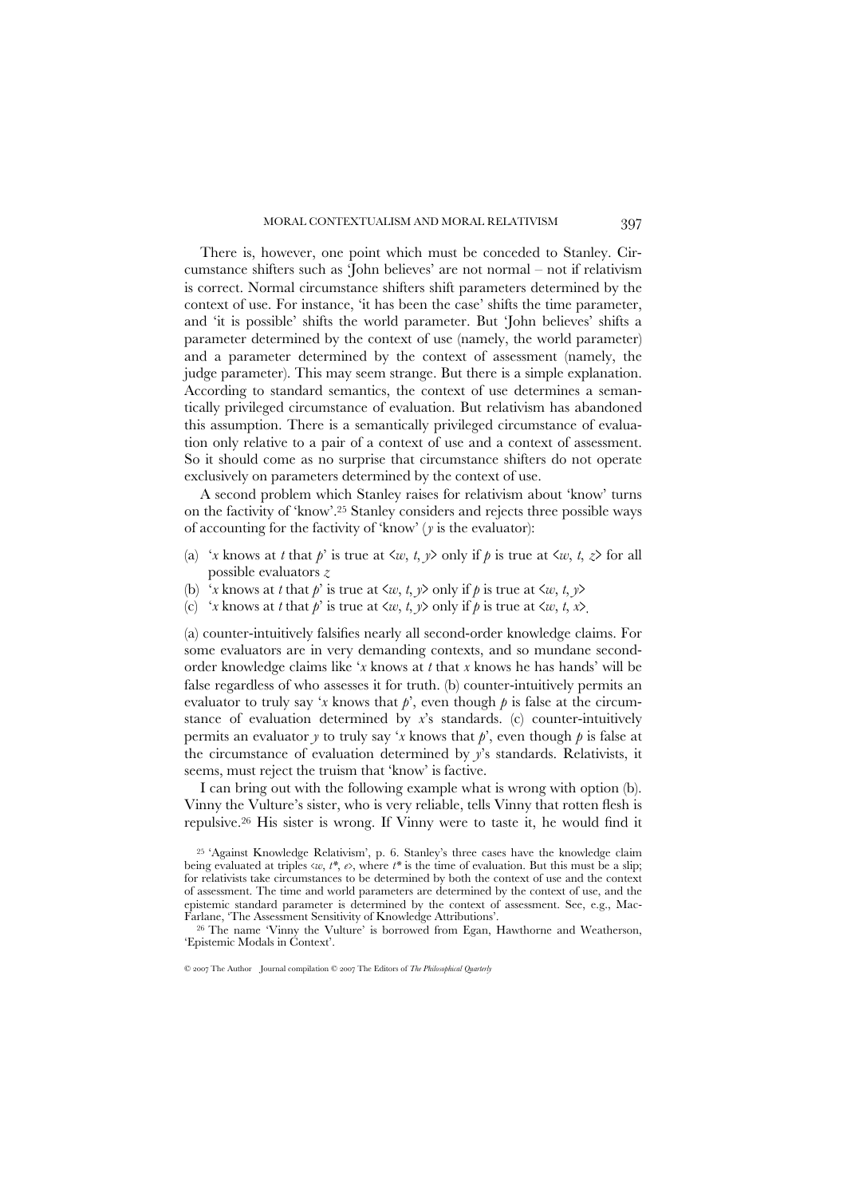There is, however, one point which must be conceded to Stanley. Circumstance shifters such as 'John believes' are not normal – not if relativism is correct. Normal circumstance shifters shift parameters determined by the context of use. For instance, 'it has been the case' shifts the time parameter, and 'it is possible' shifts the world parameter. But 'John believes' shifts a parameter determined by the context of use (namely, the world parameter) and a parameter determined by the context of assessment (namely, the judge parameter). This may seem strange. But there is a simple explanation. According to standard semantics, the context of use determines a semantically privileged circumstance of evaluation. But relativism has abandoned this assumption. There is a semantically privileged circumstance of evaluation only relative to a pair of a context of use and a context of assessment. So it should come as no surprise that circumstance shifters do not operate exclusively on parameters determined by the context of use.

A second problem which Stanley raises for relativism about 'know' turns on the factivity of 'know'.[25] Stanley considers and rejects three possible ways of accounting for the factivity of 'know' ($y$ is the evaluator):

(a) '$x$ knows at $t$ that $p$' is true at $\langle w, t, y \rangle$ only if $p$ is true at $\langle w, t, z \rangle$ for all possible evaluators $z$

(b) '$x$ knows at $t$ that $p$' is true at $\langle w, t, y \rangle$ only if $p$ is true at $\langle w, t, y \rangle$

(c) '$x$ knows at $t$ that $p$' is true at $\langle w, t, y \rangle$ only if $p$ is true at $\langle w, t, x \rangle$.

(a) counter-intuitively falsifies nearly all second-order knowledge claims. For some evaluators are in very demanding contexts, and so mundane second-order knowledge claims like '$x$ knows at $t$ that $x$ knows he has hands' will be false regardless of who assesses it for truth. (b) counter-intuitively permits an evaluator to truly say '$x$ knows that $p$', even though $p$ is false at the circumstance of evaluation determined by $x$'s standards. (c) counter-intuitively permits an evaluator $y$ to truly say '$x$ knows that $p$', even though $p$ is false at the circumstance of evaluation determined by $y$'s standards. Relativists, it seems, must reject the truism that 'know' is factive.

I can bring out with the following example what is wrong with option (b). Vinny the Vulture's sister, who is very reliable, tells Vinny that rotten flesh is repulsive.[26] His sister is wrong. If Vinny were to taste it, he would find it

[25] 'Against Knowledge Relativism', p. 6. Stanley's three cases have the knowledge claim being evaluated at triples $\langle w, t^*, e \rangle$, where $t^*$ is the time of evaluation. But this must be a slip; for relativists take circumstances to be determined by both the context of use and the context of assessment. The time and world parameters are determined by the context of use, and the epistemic standard parameter is determined by the context of assessment. See, e.g., MacFarlane, 'The Assessment Sensitivity of Knowledge Attributions'.

[26] The name 'Vinny the Vulture' is borrowed from Egan, Hawthorne and Weatherson, 'Epistemic Modals in Context'.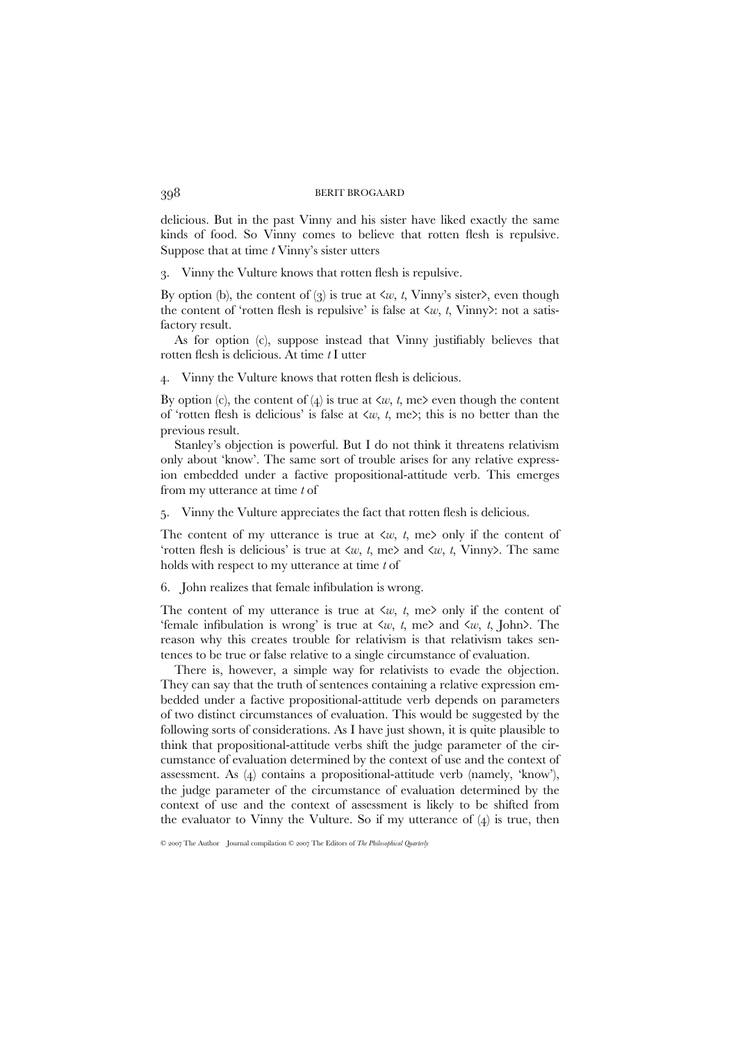delicious. But in the past Vinny and his sister have liked exactly the same kinds of food. So Vinny comes to believe that rotten flesh is repulsive. Suppose that at time *t* Vinny's sister utters

3. Vinny the Vulture knows that rotten flesh is repulsive.

By option (b), the content of (3) is true at <*w*, *t*, Vinny's sister>, even though the content of 'rotten flesh is repulsive' is false at <*w*, *t*, Vinny>: not a satisfactory result.

As for option (c), suppose instead that Vinny justifiably believes that rotten flesh is delicious. At time *t* I utter

4. Vinny the Vulture knows that rotten flesh is delicious.

By option (c), the content of (4) is true at <*w*, *t*, me> even though the content of 'rotten flesh is delicious' is false at <*w*, *t*, me>; this is no better than the previous result.

Stanley's objection is powerful. But I do not think it threatens relativism only about 'know'. The same sort of trouble arises for any relative expression embedded under a factive propositional-attitude verb. This emerges from my utterance at time *t* of

5. Vinny the Vulture appreciates the fact that rotten flesh is delicious.

The content of my utterance is true at <*w*, *t*, me> only if the content of 'rotten flesh is delicious' is true at <*w*, *t*, me> and <*w*, *t*, Vinny>. The same holds with respect to my utterance at time *t* of

6. John realizes that female infibulation is wrong.

The content of my utterance is true at <*w*, *t*, me> only if the content of 'female infibulation is wrong' is true at <*w*, *t*, me> and <*w*, *t*, John>. The reason why this creates trouble for relativism is that relativism takes sentences to be true or false relative to a single circumstance of evaluation.

There is, however, a simple way for relativists to evade the objection. They can say that the truth of sentences containing a relative expression embedded under a factive propositional-attitude verb depends on parameters of two distinct circumstances of evaluation. This would be suggested by the following sorts of considerations. As I have just shown, it is quite plausible to think that propositional-attitude verbs shift the judge parameter of the circumstance of evaluation determined by the context of use and the context of assessment. As (4) contains a propositional-attitude verb (namely, 'know'), the judge parameter of the circumstance of evaluation determined by the context of use and the context of assessment is likely to be shifted from the evaluator to Vinny the Vulture. So if my utterance of (4) is true, then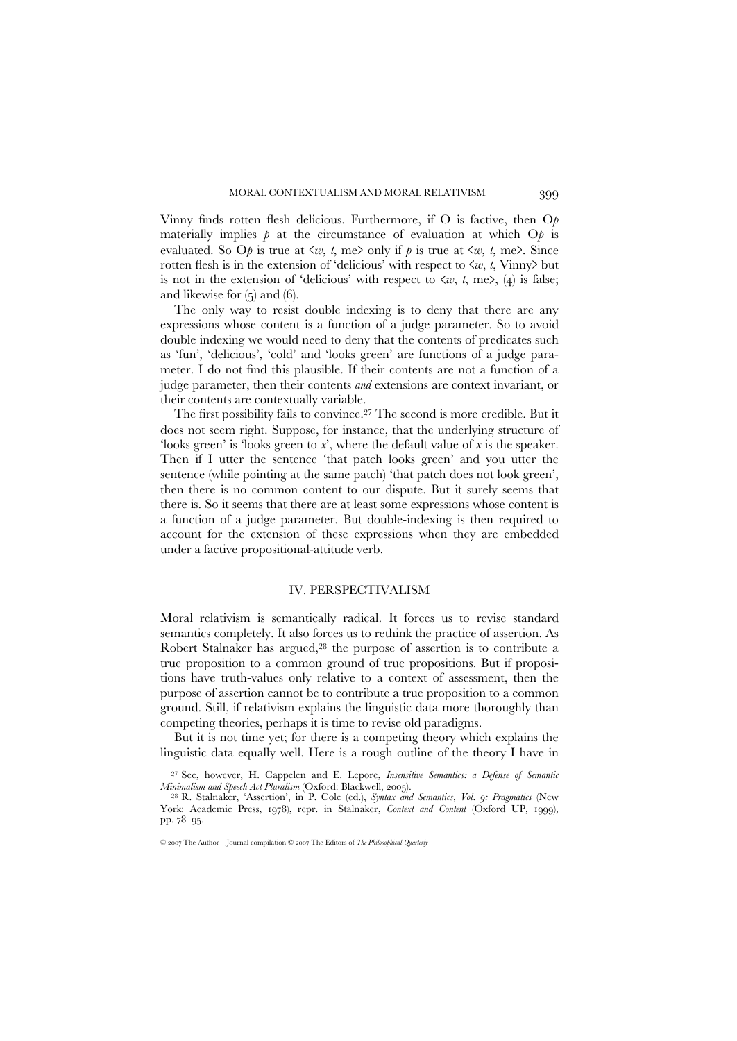Vinny finds rotten flesh delicious. Furthermore, if O is factive, then O*p* materially implies *p* at the circumstance of evaluation at which O*p* is evaluated. So O*p* is true at <*w*, *t*, me> only if *p* is true at <*w*, *t*, me>. Since rotten flesh is in the extension of 'delicious' with respect to <*w*, *t*, Vinny> but is not in the extension of 'delicious' with respect to <*w*, *t*, me>, (4) is false; and likewise for (5) and (6).

The only way to resist double indexing is to deny that there are any expressions whose content is a function of a judge parameter. So to avoid double indexing we would need to deny that the contents of predicates such as 'fun', 'delicious', 'cold' and 'looks green' are functions of a judge parameter. I do not find this plausible. If their contents are not a function of a judge parameter, then their contents *and* extensions are context invariant, or their contents are contextually variable.

The first possibility fails to convince.[27] The second is more credible. But it does not seem right. Suppose, for instance, that the underlying structure of 'looks green' is 'looks green to *x*', where the default value of *x* is the speaker. Then if I utter the sentence 'that patch looks green' and you utter the sentence (while pointing at the same patch) 'that patch does not look green', then there is no common content to our dispute. But it surely seems that there is. So it seems that there are at least some expressions whose content is a function of a judge parameter. But double-indexing is then required to account for the extension of these expressions when they are embedded under a factive propositional-attitude verb.

## IV. PERSPECTIVALISM

Moral relativism is semantically radical. It forces us to revise standard semantics completely. It also forces us to rethink the practice of assertion. As Robert Stalnaker has argued,[28] the purpose of assertion is to contribute a true proposition to a common ground of true propositions. But if propositions have truth-values only relative to a context of assessment, then the purpose of assertion cannot be to contribute a true proposition to a common ground. Still, if relativism explains the linguistic data more thoroughly than competing theories, perhaps it is time to revise old paradigms.

But it is not time yet; for there is a competing theory which explains the linguistic data equally well. Here is a rough outline of the theory I have in

[27] See, however, H. Cappelen and E. Lepore, *Insensitive Semantics: a Defense of Semantic Minimalism and Speech Act Pluralism* (Oxford: Blackwell, 2005).

[28] R. Stalnaker, 'Assertion', in P. Cole (ed.), *Syntax and Semantics, Vol. 9: Pragmatics* (New York: Academic Press, 1978), repr. in Stalnaker, *Context and Content* (Oxford UP, 1999), pp. 78–95.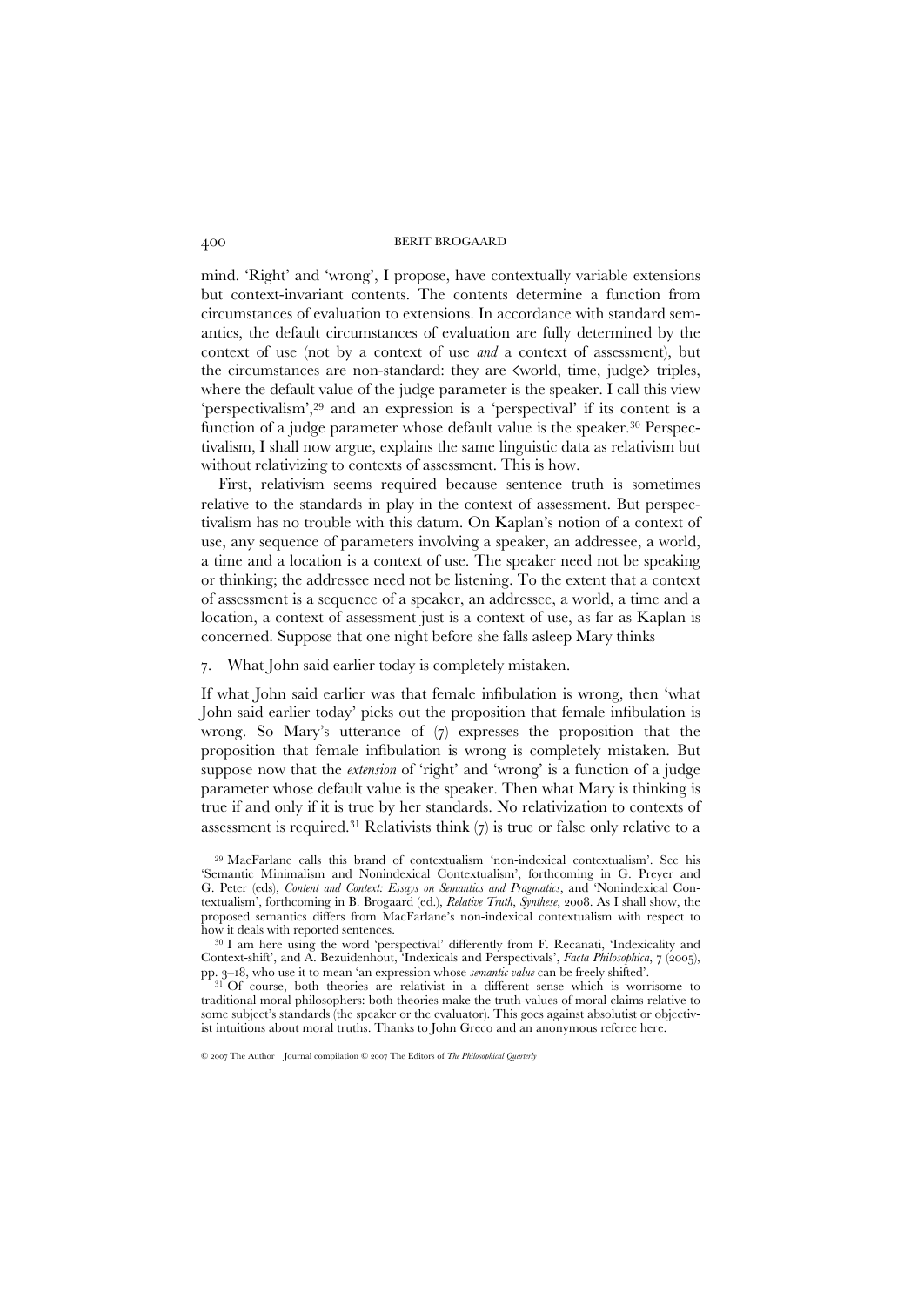mind. 'Right' and 'wrong', I propose, have contextually variable extensions but context-invariant contents. The contents determine a function from circumstances of evaluation to extensions. In accordance with standard semantics, the default circumstances of evaluation are fully determined by the context of use (not by a context of use *and* a context of assessment), but the circumstances are non-standard: they are <world, time, judge> triples, where the default value of the judge parameter is the speaker. I call this view 'perspectivalism',[29] and an expression is a 'perspectival' if its content is a function of a judge parameter whose default value is the speaker.[30] Perspectivalism, I shall now argue, explains the same linguistic data as relativism but without relativizing to contexts of assessment. This is how.

First, relativism seems required because sentence truth is sometimes relative to the standards in play in the context of assessment. But perspectivalism has no trouble with this datum. On Kaplan's notion of a context of use, any sequence of parameters involving a speaker, an addressee, a world, a time and a location is a context of use. The speaker need not be speaking or thinking; the addressee need not be listening. To the extent that a context of assessment is a sequence of a speaker, an addressee, a world, a time and a location, a context of assessment just is a context of use, as far as Kaplan is concerned. Suppose that one night before she falls asleep Mary thinks

7. What John said earlier today is completely mistaken.

If what John said earlier was that female infibulation is wrong, then 'what John said earlier today' picks out the proposition that female infibulation is wrong. So Mary's utterance of (7) expresses the proposition that the proposition that female infibulation is wrong is completely mistaken. But suppose now that the *extension* of 'right' and 'wrong' is a function of a judge parameter whose default value is the speaker. Then what Mary is thinking is true if and only if it is true by her standards. No relativization to contexts of assessment is required.[31] Relativists think (7) is true or false only relative to a

[29] MacFarlane calls this brand of contextualism 'non-indexical contextualism'. See his 'Semantic Minimalism and Nonindexical Contextualism', forthcoming in G. Preyer and G. Peter (eds), *Content and Context: Essays on Semantics and Pragmatics*, and 'Nonindexical Contextualism', forthcoming in B. Brogaard (ed.), *Relative Truth*, *Synthese*, 2008. As I shall show, the proposed semantics differs from MacFarlane's non-indexical contextualism with respect to how it deals with reported sentences.

[30] I am here using the word 'perspectival' differently from F. Recanati, 'Indexicality and Context-shift', and A. Bezuidenhout, 'Indexicals and Perspectivals', *Facta Philosophica*, 7 (2005), pp. 3–18, who use it to mean 'an expression whose *semantic value* can be freely shifted'.

[31] Of course, both theories are relativist in a different sense which is worrisome to traditional moral philosophers: both theories make the truth-values of moral claims relative to some subject's standards (the speaker or the evaluator). This goes against absolutist or objectivist intuitions about moral truths. Thanks to John Greco and an anonymous referee here.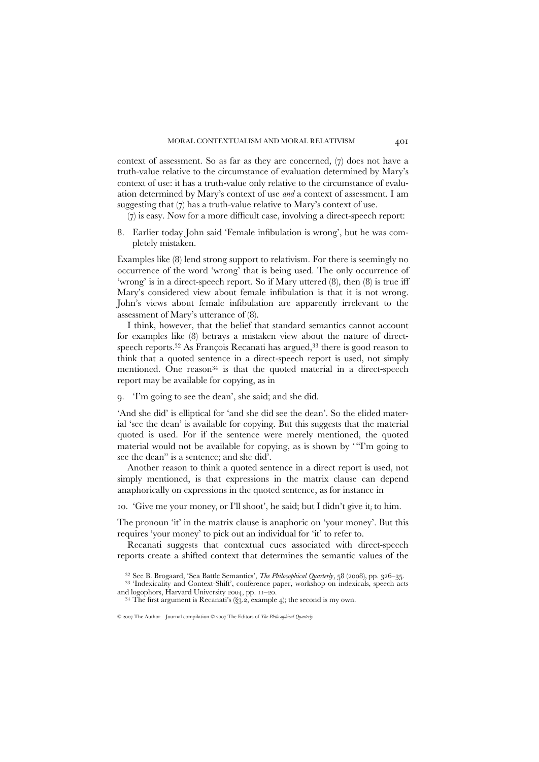context of assessment. So as far as they are concerned, (7) does not have a truth-value relative to the circumstance of evaluation determined by Mary's context of use: it has a truth-value only relative to the circumstance of evaluation determined by Mary's context of use *and* a context of assessment. I am suggesting that (7) has a truth-value relative to Mary's context of use.

(7) is easy. Now for a more difficult case, involving a direct-speech report:

8. Earlier today John said 'Female infibulation is wrong', but he was completely mistaken.

Examples like (8) lend strong support to relativism. For there is seemingly no occurrence of the word 'wrong' that is being used. The only occurrence of 'wrong' is in a direct-speech report. So if Mary uttered (8), then (8) is true iff Mary's considered view about female infibulation is that it is not wrong. John's views about female infibulation are apparently irrelevant to the assessment of Mary's utterance of (8).

I think, however, that the belief that standard semantics cannot account for examples like (8) betrays a mistaken view about the nature of direct-speech reports.[32] As François Recanati has argued,[33] there is good reason to think that a quoted sentence in a direct-speech report is used, not simply mentioned. One reason[34] is that the quoted material in a direct-speech report may be available for copying, as in

9. 'I'm going to see the dean', she said; and she did.

'And she did' is elliptical for 'and she did see the dean'. So the elided material 'see the dean' is available for copying. But this suggests that the material quoted is used. For if the sentence were merely mentioned, the quoted material would not be available for copying, as is shown by '"I'm going to see the dean" is a sentence; and she did'.

Another reason to think a quoted sentence in a direct report is used, not simply mentioned, is that expressions in the matrix clause can depend anaphorically on expressions in the quoted sentence, as for instance in

10. 'Give me your money$_i$ or I'll shoot', he said; but I didn't give it$_i$ to him.

The pronoun 'it' in the matrix clause is anaphoric on 'your money'. But this requires 'your money' to pick out an individual for 'it' to refer to.

Recanati suggests that contextual cues associated with direct-speech reports create a shifted context that determines the semantic values of the

[32] See B. Brogaard, 'Sea Battle Semantics', *The Philosophical Quarterly*, 58 (2008), pp. 326–35.

[33] 'Indexicality and Context-Shift', conference paper, workshop on indexicals, speech acts and logophors, Harvard University 2004, pp. 11–20.

[34] The first argument is Recanati's (§3.2, example 4); the second is my own.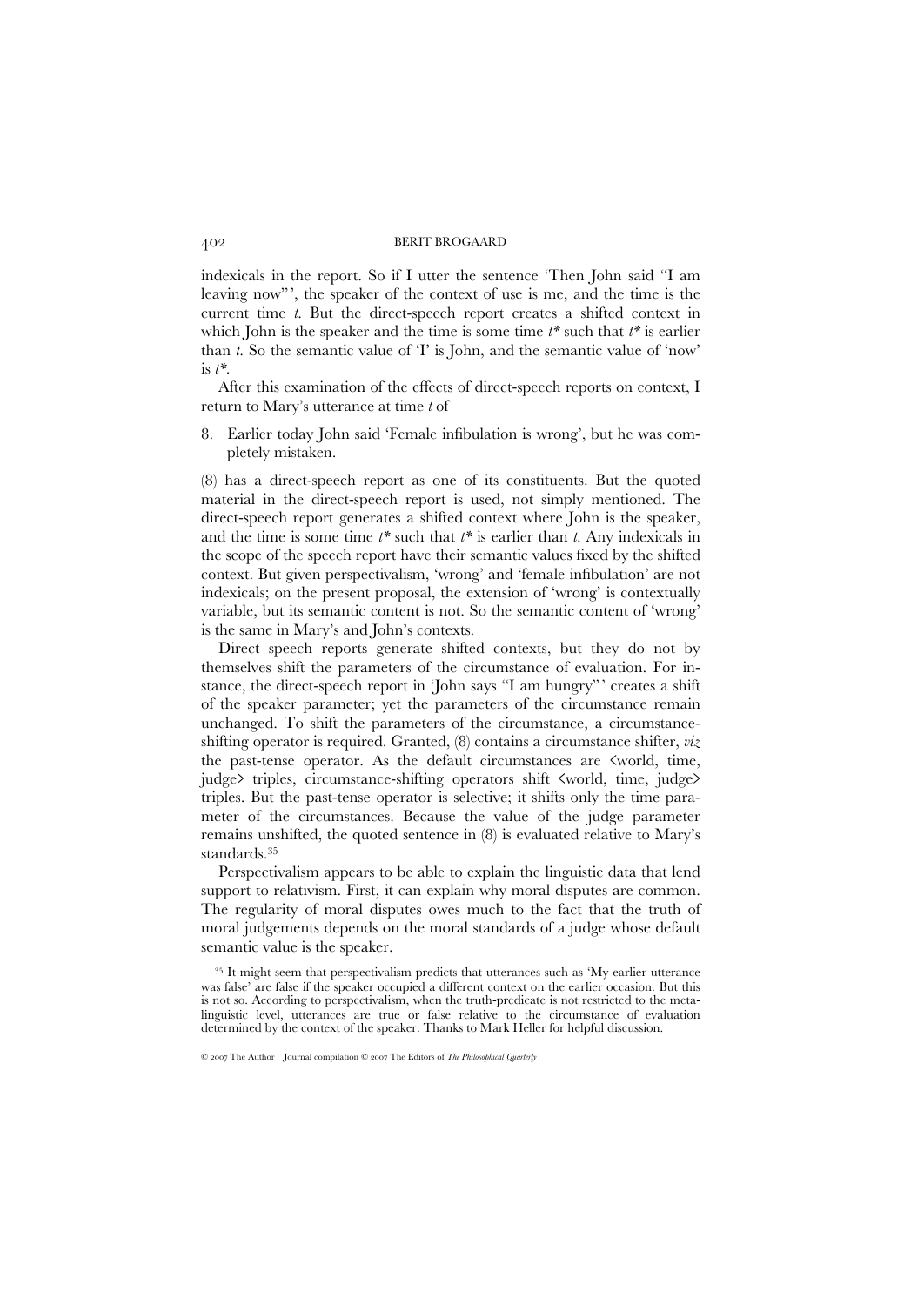indexicals in the report. So if I utter the sentence 'Then John said "I am leaving now"', the speaker of the context of use is me, and the time is the current time *t*. But the direct-speech report creates a shifted context in which John is the speaker and the time is some time $t^*$ such that $t^*$ is earlier than *t*. So the semantic value of 'I' is John, and the semantic value of 'now' is $t^*$.

After this examination of the effects of direct-speech reports on context, I return to Mary's utterance at time *t* of

8. Earlier today John said 'Female infibulation is wrong', but he was completely mistaken.

(8) has a direct-speech report as one of its constituents. But the quoted material in the direct-speech report is used, not simply mentioned. The direct-speech report generates a shifted context where John is the speaker, and the time is some time $t^*$ such that $t^*$ is earlier than *t*. Any indexicals in the scope of the speech report have their semantic values fixed by the shifted context. But given perspectivalism, 'wrong' and 'female infibulation' are not indexicals; on the present proposal, the extension of 'wrong' is contextually variable, but its semantic content is not. So the semantic content of 'wrong' is the same in Mary's and John's contexts.

Direct speech reports generate shifted contexts, but they do not by themselves shift the parameters of the circumstance of evaluation. For instance, the direct-speech report in 'John says "I am hungry"' creates a shift of the speaker parameter; yet the parameters of the circumstance remain unchanged. To shift the parameters of the circumstance, a circumstance-shifting operator is required. Granted, (8) contains a circumstance shifter, *viz* the past-tense operator. As the default circumstances are <world, time, judge> triples, circumstance-shifting operators shift <world, time, judge> triples. But the past-tense operator is selective; it shifts only the time parameter of the circumstances. Because the value of the judge parameter remains unshifted, the quoted sentence in (8) is evaluated relative to Mary's standards.[35]

Perspectivalism appears to be able to explain the linguistic data that lend support to relativism. First, it can explain why moral disputes are common. The regularity of moral disputes owes much to the fact that the truth of moral judgements depends on the moral standards of a judge whose default semantic value is the speaker.

[35] It might seem that perspectivalism predicts that utterances such as 'My earlier utterance was false' are false if the speaker occupied a different context on the earlier occasion. But this is not so. According to perspectivalism, when the truth-predicate is not restricted to the meta-linguistic level, utterances are true or false relative to the circumstance of evaluation determined by the context of the speaker. Thanks to Mark Heller for helpful discussion.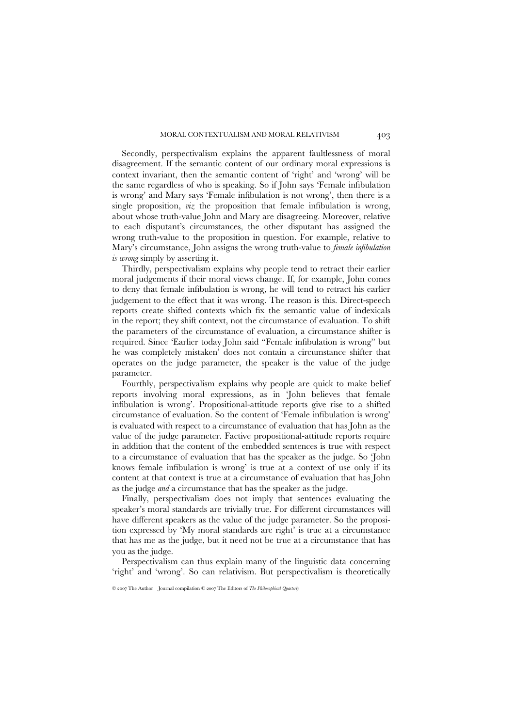Secondly, perspectivalism explains the apparent faultlessness of moral disagreement. If the semantic content of our ordinary moral expressions is context invariant, then the semantic content of 'right' and 'wrong' will be the same regardless of who is speaking. So if John says 'Female infibulation is wrong' and Mary says 'Female infibulation is not wrong', then there is a single proposition, *viz* the proposition that female infibulation is wrong, about whose truth-value John and Mary are disagreeing. Moreover, relative to each disputant's circumstances, the other disputant has assigned the wrong truth-value to the proposition in question. For example, relative to Mary's circumstance, John assigns the wrong truth-value to *female infibulation is wrong* simply by asserting it.

Thirdly, perspectivalism explains why people tend to retract their earlier moral judgements if their moral views change. If, for example, John comes to deny that female infibulation is wrong, he will tend to retract his earlier judgement to the effect that it was wrong. The reason is this. Direct-speech reports create shifted contexts which fix the semantic value of indexicals in the report; they shift context, not the circumstance of evaluation. To shift the parameters of the circumstance of evaluation, a circumstance shifter is required. Since 'Earlier today John said "Female infibulation is wrong" but he was completely mistaken' does not contain a circumstance shifter that operates on the judge parameter, the speaker is the value of the judge parameter.

Fourthly, perspectivalism explains why people are quick to make belief reports involving moral expressions, as in 'John believes that female infibulation is wrong'. Propositional-attitude reports give rise to a shifted circumstance of evaluation. So the content of 'Female infibulation is wrong' is evaluated with respect to a circumstance of evaluation that has John as the value of the judge parameter. Factive propositional-attitude reports require in addition that the content of the embedded sentences is true with respect to a circumstance of evaluation that has the speaker as the judge. So 'John knows female infibulation is wrong' is true at a context of use only if its content at that context is true at a circumstance of evaluation that has John as the judge *and* a circumstance that has the speaker as the judge.

Finally, perspectivalism does not imply that sentences evaluating the speaker's moral standards are trivially true. For different circumstances will have different speakers as the value of the judge parameter. So the proposition expressed by 'My moral standards are right' is true at a circumstance that has me as the judge, but it need not be true at a circumstance that has you as the judge.

Perspectivalism can thus explain many of the linguistic data concerning 'right' and 'wrong'. So can relativism. But perspectivalism is theoretically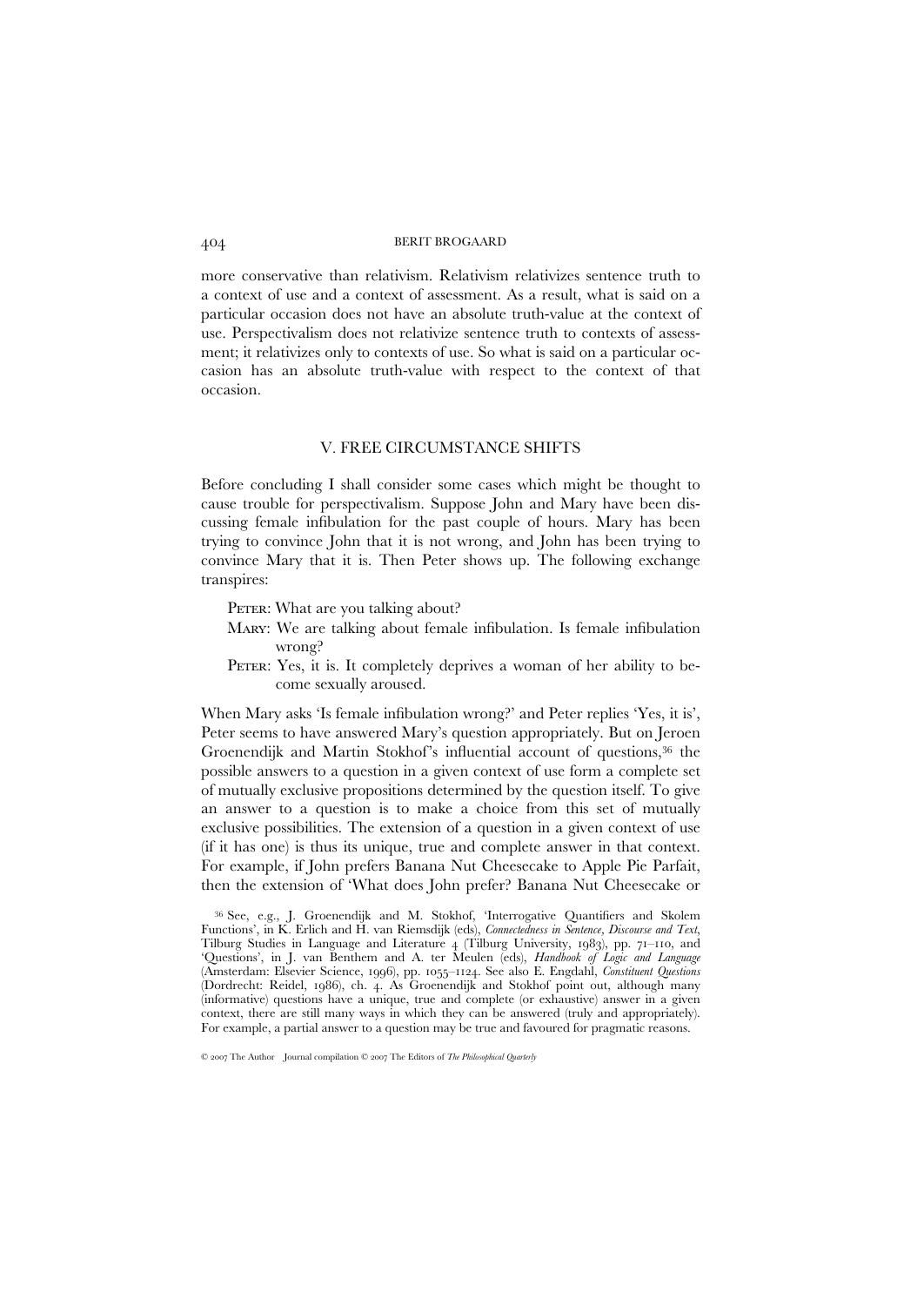more conservative than relativism. Relativism relativizes sentence truth to a context of use and a context of assessment. As a result, what is said on a particular occasion does not have an absolute truth-value at the context of use. Perspectivalism does not relativize sentence truth to contexts of assessment; it relativizes only to contexts of use. So what is said on a particular occasion has an absolute truth-value with respect to the context of that occasion.

## V. FREE CIRCUMSTANCE SHIFTS

Before concluding I shall consider some cases which might be thought to cause trouble for perspectivalism. Suppose John and Mary have been discussing female infibulation for the past couple of hours. Mary has been trying to convince John that it is not wrong, and John has been trying to convince Mary that it is. Then Peter shows up. The following exchange transpires:

> PETER: What are you talking about?
>
> MARY: We are talking about female infibulation. Is female infibulation wrong?
>
> PETER: Yes, it is. It completely deprives a woman of her ability to become sexually aroused.

When Mary asks 'Is female infibulation wrong?' and Peter replies 'Yes, it is', Peter seems to have answered Mary's question appropriately. But on Jeroen Groenendijk and Martin Stokhof's influential account of questions,[36] the possible answers to a question in a given context of use form a complete set of mutually exclusive propositions determined by the question itself. To give an answer to a question is to make a choice from this set of mutually exclusive possibilities. The extension of a question in a given context of use (if it has one) is thus its unique, true and complete answer in that context. For example, if John prefers Banana Nut Cheesecake to Apple Pie Parfait, then the extension of 'What does John prefer? Banana Nut Cheesecake or

[36] See, e.g., J. Groenendijk and M. Stokhof, 'Interrogative Quantifiers and Skolem Functions', in K. Erlich and H. van Riemsdijk (eds), *Connectedness in Sentence, Discourse and Text*, Tilburg Studies in Language and Literature 4 (Tilburg University, 1983), pp. 71–110, and 'Questions', in J. van Benthem and A. ter Meulen (eds), *Handbook of Logic and Language* (Amsterdam: Elsevier Science, 1996), pp. 1055–1124. See also E. Engdahl, *Constituent Questions* (Dordrecht: Reidel, 1986), ch. 4. As Groenendijk and Stokhof point out, although many (informative) questions have a unique, true and complete (or exhaustive) answer in a given context, there are still many ways in which they can be answered (truly and appropriately). For example, a partial answer to a question may be true and favoured for pragmatic reasons.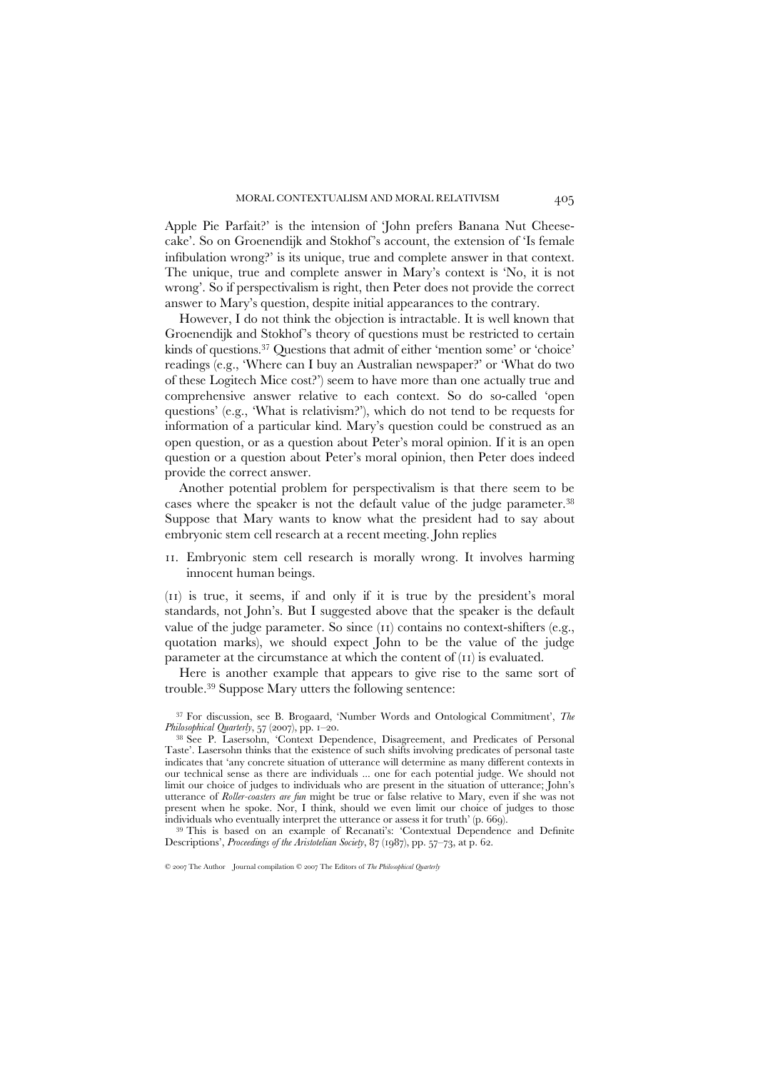Apple Pie Parfait?' is the intension of 'John prefers Banana Nut Cheesecake'. So on Groenendijk and Stokhof's account, the extension of 'Is female infibulation wrong?' is its unique, true and complete answer in that context. The unique, true and complete answer in Mary's context is 'No, it is not wrong'. So if perspectivalism is right, then Peter does not provide the correct answer to Mary's question, despite initial appearances to the contrary.

However, I do not think the objection is intractable. It is well known that Groenendijk and Stokhof's theory of questions must be restricted to certain kinds of questions.[37] Questions that admit of either 'mention some' or 'choice' readings (e.g., 'Where can I buy an Australian newspaper?' or 'What do two of these Logitech Mice cost?') seem to have more than one actually true and comprehensive answer relative to each context. So do so-called 'open questions' (e.g., 'What is relativism?'), which do not tend to be requests for information of a particular kind. Mary's question could be construed as an open question, or as a question about Peter's moral opinion. If it is an open question or a question about Peter's moral opinion, then Peter does indeed provide the correct answer.

Another potential problem for perspectivalism is that there seem to be cases where the speaker is not the default value of the judge parameter.[38] Suppose that Mary wants to know what the president had to say about embryonic stem cell research at a recent meeting. John replies

11. Embryonic stem cell research is morally wrong. It involves harming innocent human beings.

(11) is true, it seems, if and only if it is true by the president's moral standards, not John's. But I suggested above that the speaker is the default value of the judge parameter. So since (11) contains no context-shifters (e.g., quotation marks), we should expect John to be the value of the judge parameter at the circumstance at which the content of (11) is evaluated.

Here is another example that appears to give rise to the same sort of trouble.[39] Suppose Mary utters the following sentence:

---

[37] For discussion, see B. Brogaard, 'Number Words and Ontological Commitment', *The Philosophical Quarterly*, 57 (2007), pp. 1–20.

[38] See P. Lasersohn, 'Context Dependence, Disagreement, and Predicates of Personal Taste'. Lasersohn thinks that the existence of such shifts involving predicates of personal taste indicates that 'any concrete situation of utterance will determine as many different contexts in our technical sense as there are individuals ... one for each potential judge. We should not limit our choice of judges to individuals who are present in the situation of utterance; John's utterance of *Roller-coasters are fun* might be true or false relative to Mary, even if she was not present when he spoke. Nor, I think, should we even limit our choice of judges to those individuals who eventually interpret the utterance or assess it for truth' (p. 669).

[39] This is based on an example of Recanati's: 'Contextual Dependence and Definite Descriptions', *Proceedings of the Aristotelian Society*, 87 (1987), pp. 57–73, at p. 62.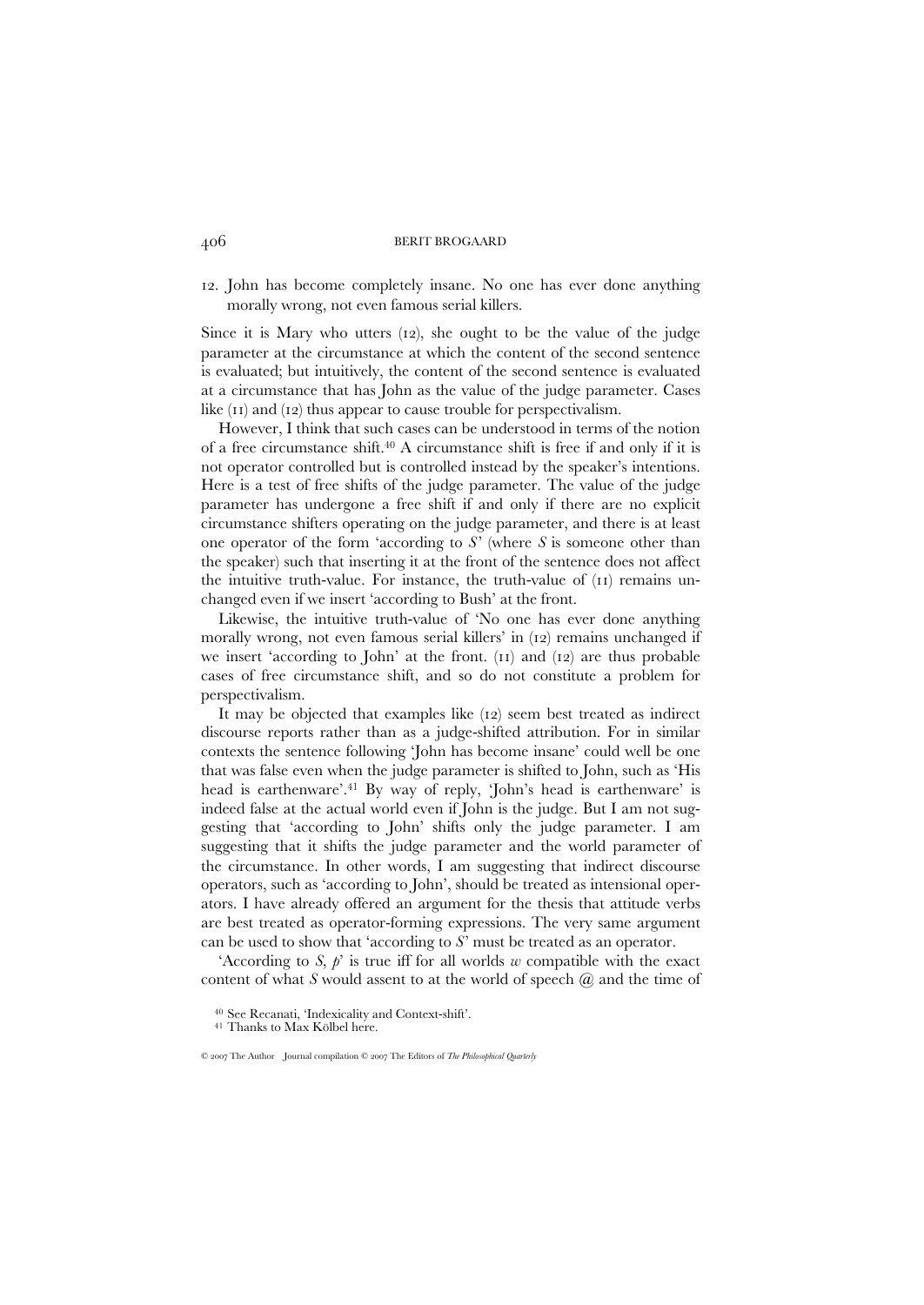12. John has become completely insane. No one has ever done anything morally wrong, not even famous serial killers.

Since it is Mary who utters (12), she ought to be the value of the judge parameter at the circumstance at which the content of the second sentence is evaluated; but intuitively, the content of the second sentence is evaluated at a circumstance that has John as the value of the judge parameter. Cases like (11) and (12) thus appear to cause trouble for perspectivalism.

However, I think that such cases can be understood in terms of the notion of a free circumstance shift.[40] A circumstance shift is free if and only if it is not operator controlled but is controlled instead by the speaker's intentions. Here is a test of free shifts of the judge parameter. The value of the judge parameter has undergone a free shift if and only if there are no explicit circumstance shifters operating on the judge parameter, and there is at least one operator of the form 'according to *S*' (where *S* is someone other than the speaker) such that inserting it at the front of the sentence does not affect the intuitive truth-value. For instance, the truth-value of (11) remains unchanged even if we insert 'according to Bush' at the front.

Likewise, the intuitive truth-value of 'No one has ever done anything morally wrong, not even famous serial killers' in (12) remains unchanged if we insert 'according to John' at the front. (11) and (12) are thus probable cases of free circumstance shift, and so do not constitute a problem for perspectivalism.

It may be objected that examples like (12) seem best treated as indirect discourse reports rather than as a judge-shifted attribution. For in similar contexts the sentence following 'John has become insane' could well be one that was false even when the judge parameter is shifted to John, such as 'His head is earthenware'.[41] By way of reply, 'John's head is earthenware' is indeed false at the actual world even if John is the judge. But I am not suggesting that 'according to John' shifts only the judge parameter. I am suggesting that it shifts the judge parameter and the world parameter of the circumstance. In other words, I am suggesting that indirect discourse operators, such as 'according to John', should be treated as intensional operators. I have already offered an argument for the thesis that attitude verbs are best treated as operator-forming expressions. The very same argument can be used to show that 'according to *S*' must be treated as an operator.

'According to *S*, *p*' is true iff for all worlds *w* compatible with the exact content of what *S* would assent to at the world of speech @ and the time of

[40] See Recanati, 'Indexicality and Context-shift'.

[41] Thanks to Max Kölbel here.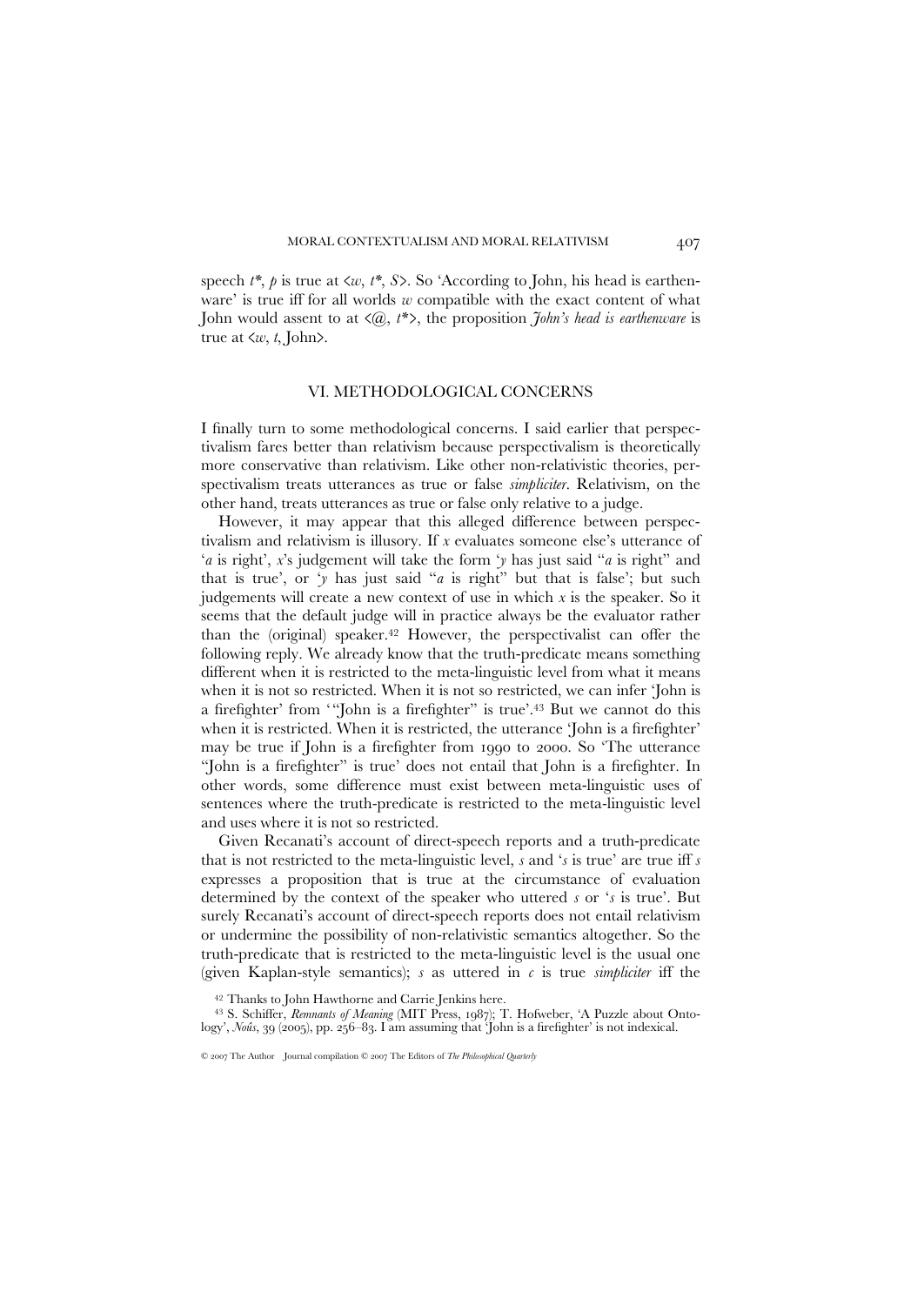speech $t^*$, $p$ is true at $\langle w, t^*, S\rangle$. So 'According to John, his head is earthenware' is true iff for all worlds $w$ compatible with the exact content of what John would assent to at $\langle @, t^*\rangle$, the proposition *John's head is earthenware* is true at $\langle w, t, \text{John}\rangle$.

## VI. METHODOLOGICAL CONCERNS

I finally turn to some methodological concerns. I said earlier that perspectivalism fares better than relativism because perspectivalism is theoretically more conservative than relativism. Like other non-relativistic theories, perspectivalism treats utterances as true or false *simpliciter*. Relativism, on the other hand, treats utterances as true or false only relative to a judge.

However, it may appear that this alleged difference between perspectivalism and relativism is illusory. If *x* evaluates someone else's utterance of '*a* is right', *x*'s judgement will take the form '*y* has just said "*a* is right" and that is true', or '*y* has just said "*a* is right" but that is false'; but such judgements will create a new context of use in which *x* is the speaker. So it seems that the default judge will in practice always be the evaluator rather than the (original) speaker.[42] However, the perspectivalist can offer the following reply. We already know that the truth-predicate means something different when it is restricted to the meta-linguistic level from what it means when it is not so restricted. When it is not so restricted, we can infer 'John is a firefighter' from '"John is a firefighter" is true'.[43] But we cannot do this when it is restricted. When it is restricted, the utterance 'John is a firefighter' may be true if John is a firefighter from 1990 to 2000. So 'The utterance "John is a firefighter" is true' does not entail that John is a firefighter. In other words, some difference must exist between meta-linguistic uses of sentences where the truth-predicate is restricted to the meta-linguistic level and uses where it is not so restricted.

Given Recanati's account of direct-speech reports and a truth-predicate that is not restricted to the meta-linguistic level, *s* and '*s* is true' are true iff *s* expresses a proposition that is true at the circumstance of evaluation determined by the context of the speaker who uttered *s* or '*s* is true'. But surely Recanati's account of direct-speech reports does not entail relativism or undermine the possibility of non-relativistic semantics altogether. So the truth-predicate that is restricted to the meta-linguistic level is the usual one (given Kaplan-style semantics); *s* as uttered in *c* is true *simpliciter* iff the

[42] Thanks to John Hawthorne and Carrie Jenkins here.

[43] S. Schiffer, *Remnants of Meaning* (MIT Press, 1987); T. Hofweber, 'A Puzzle about Ontology', *Noûs*, 39 (2005), pp. 256–83. I am assuming that 'John is a firefighter' is not indexical.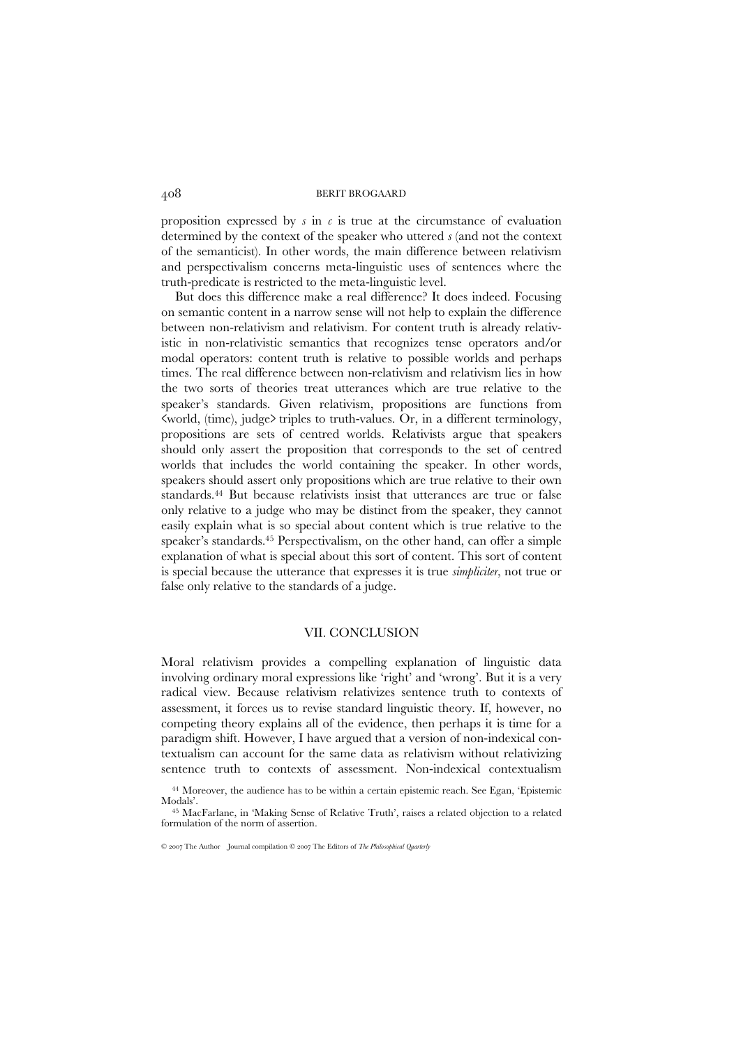proposition expressed by *s* in *c* is true at the circumstance of evaluation determined by the context of the speaker who uttered *s* (and not the context of the semanticist). In other words, the main difference between relativism and perspectivalism concerns meta-linguistic uses of sentences where the truth-predicate is restricted to the meta-linguistic level.

But does this difference make a real difference? It does indeed. Focusing on semantic content in a narrow sense will not help to explain the difference between non-relativism and relativism. For content truth is already relativistic in non-relativistic semantics that recognizes tense operators and/or modal operators: content truth is relative to possible worlds and perhaps times. The real difference between non-relativism and relativism lies in how the two sorts of theories treat utterances which are true relative to the speaker's standards. Given relativism, propositions are functions from <world, (time), judge> triples to truth-values. Or, in a different terminology, propositions are sets of centred worlds. Relativists argue that speakers should only assert the proposition that corresponds to the set of centred worlds that includes the world containing the speaker. In other words, speakers should assert only propositions which are true relative to their own standards.[44] But because relativists insist that utterances are true or false only relative to a judge who may be distinct from the speaker, they cannot easily explain what is so special about content which is true relative to the speaker's standards.[45] Perspectivalism, on the other hand, can offer a simple explanation of what is special about this sort of content. This sort of content is special because the utterance that expresses it is true *simpliciter*, not true or false only relative to the standards of a judge.

## VII. CONCLUSION

Moral relativism provides a compelling explanation of linguistic data involving ordinary moral expressions like 'right' and 'wrong'. But it is a very radical view. Because relativism relativizes sentence truth to contexts of assessment, it forces us to revise standard linguistic theory. If, however, no competing theory explains all of the evidence, then perhaps it is time for a paradigm shift. However, I have argued that a version of non-indexical contextualism can account for the same data as relativism without relativizing sentence truth to contexts of assessment. Non-indexical contextualism

[44] Moreover, the audience has to be within a certain epistemic reach. See Egan, 'Epistemic Modals'.

[45] MacFarlane, in 'Making Sense of Relative Truth', raises a related objection to a related formulation of the norm of assertion.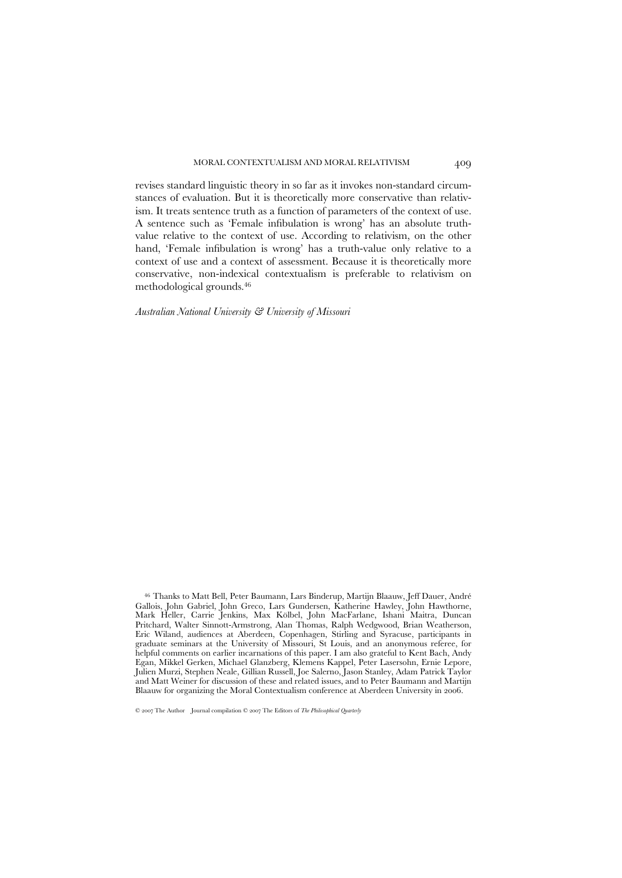revises standard linguistic theory in so far as it invokes non-standard circumstances of evaluation. But it is theoretically more conservative than relativism. It treats sentence truth as a function of parameters of the context of use. A sentence such as 'Female infibulation is wrong' has an absolute truth-value relative to the context of use. According to relativism, on the other hand, 'Female infibulation is wrong' has a truth-value only relative to a context of use and a context of assessment. Because it is theoretically more conservative, non-indexical contextualism is preferable to relativism on methodological grounds.[46]

*Australian National University & University of Missouri*

[46] Thanks to Matt Bell, Peter Baumann, Lars Binderup, Martijn Blaauw, Jeff Dauer, André Gallois, John Gabriel, John Greco, Lars Gundersen, Katherine Hawley, John Hawthorne, Mark Heller, Carrie Jenkins, Max Kölbel, John MacFarlane, Ishani Maitra, Duncan Pritchard, Walter Sinnott-Armstrong, Alan Thomas, Ralph Wedgwood, Brian Weatherson, Eric Wiland, audiences at Aberdeen, Copenhagen, Stirling and Syracuse, participants in graduate seminars at the University of Missouri, St Louis, and an anonymous referee, for helpful comments on earlier incarnations of this paper. I am also grateful to Kent Bach, Andy Egan, Mikkel Gerken, Michael Glanzberg, Klemens Kappel, Peter Lasersohn, Ernie Lepore, Julien Murzi, Stephen Neale, Gillian Russell, Joe Salerno, Jason Stanley, Adam Patrick Taylor and Matt Weiner for discussion of these and related issues, and to Peter Baumann and Martijn Blaauw for organizing the Moral Contextualism conference at Aberdeen University in 2006.